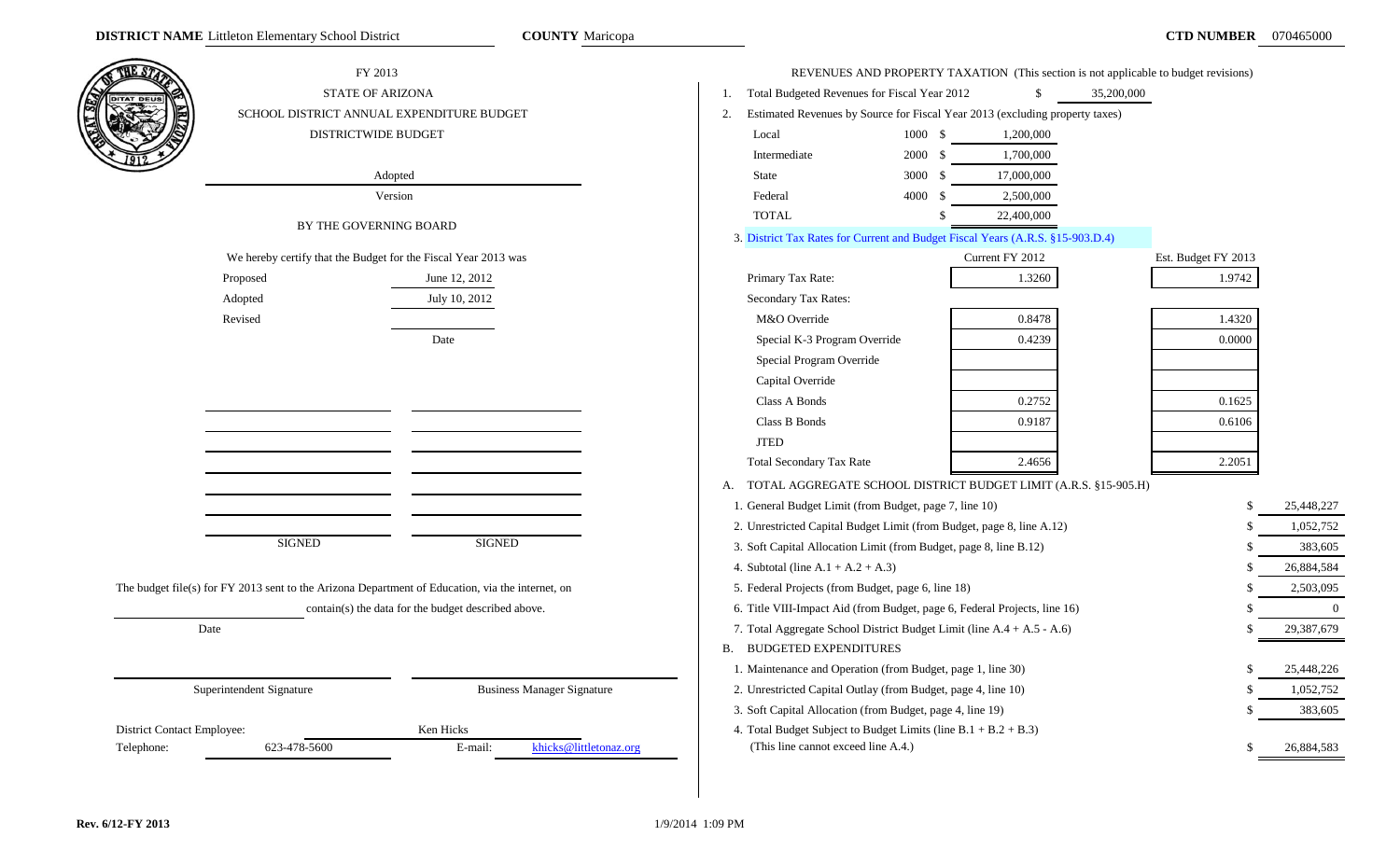**DISTRICT NAME** Littleton Elementary School District **COUNTY** Maricopa **CTD NUMBER** 070465000

FY 2013
STATE OF ARIZONA
SCHOOL DISTRICT ANNUAL EXPENDITURE BUDGET
DISTRICTWIDE BUDGET

Adopted
Version

BY THE GOVERNING BOARD

We hereby certify that the Budget for the Fiscal Year 2013 was

| | Date |
|---|---|
| Proposed | June 12, 2012 |
| Adopted | July 10, 2012 |
| Revised | |

| SIGNED | SIGNED |
|---|---|

The budget file(s) for FY 2013 sent to the Arizona Department of Education, via the internet, on ______________ contain(s) the data for the budget described above.

Date

Superintendent Signature | Business Manager Signature

District Contact Employee: Ken Hicks
Telephone: 623-478-5600 E-mail: khicks@littletonaz.org

REVENUES AND PROPERTY TAXATION (This section is not applicable to budget revisions)

1. Total Budgeted Revenues for Fiscal Year 2012 $ 35,200,000
2. Estimated Revenues by Source for Fiscal Year 2013 (excluding property taxes)

| | | |
|---|---|---|
| Local | 1000 | $ 1,200,000 |
| Intermediate | 2000 | $ 1,700,000 |
| State | 3000 | $ 17,000,000 |
| Federal | 4000 | $ 2,500,000 |
| TOTAL | | $ 22,400,000 |

3. District Tax Rates for Current and Budget Fiscal Years (A.R.S. §15-903.D.4)

| | Current FY 2012 | Est. Budget FY 2013 |
|---|---|---|
| Primary Tax Rate: | 1.3260 | 1.9742 |
| Secondary Tax Rates: | | |
| M&O Override | 0.8478 | 1.4320 |
| Special K-3 Program Override | 0.4239 | 0.0000 |
| Special Program Override | | |
| Capital Override | | |
| Class A Bonds | 0.2752 | 0.1625 |
| Class B Bonds | 0.9187 | 0.6106 |
| JTED | | |
| Total Secondary Tax Rate | 2.4656 | 2.2051 |

A. TOTAL AGGREGATE SCHOOL DISTRICT BUDGET LIMIT (A.R.S. §15-905.H)

| | |
|---|---|
| 1. General Budget Limit (from Budget, page 7, line 10) | $ 25,448,227 |
| 2. Unrestricted Capital Budget Limit (from Budget, page 8, line A.12) | $ 1,052,752 |
| 3. Soft Capital Allocation Limit (from Budget, page 8, line B.12) | $ 383,605 |
| 4. Subtotal (line A.1 + A.2 + A.3) | $ 26,884,584 |
| 5. Federal Projects (from Budget, page 6, line 18) | $ 2,503,095 |
| 6. Title VIII-Impact Aid (from Budget, page 6, Federal Projects, line 16) | $ 0 |
| 7. Total Aggregate School District Budget Limit (line A.4 + A.5 - A.6) | $ 29,387,679 |

B. BUDGETED EXPENDITURES

| | |
|---|---|
| 1. Maintenance and Operation (from Budget, page 1, line 30) | $ 25,448,226 |
| 2. Unrestricted Capital Outlay (from Budget, page 4, line 10) | $ 1,052,752 |
| 3. Soft Capital Allocation (from Budget, page 4, line 19) | $ 383,605 |
| 4. Total Budget Subject to Budget Limits (line B.1 + B.2 + B.3) (This line cannot exceed line A.4.) | $ 26,884,583 |

Rev. 6/12-FY 2013 1/9/2014 1:09 PM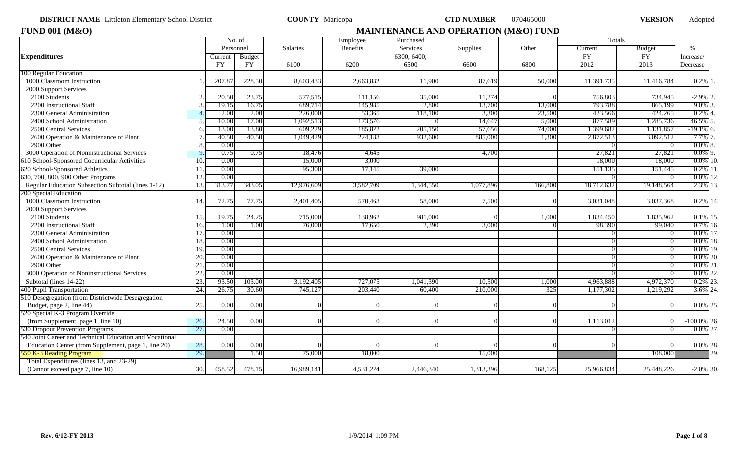**DISTRICT NAME** Littleton Elementary School District **COUNTY** Maricopa **CTD NUMBER** 070465000 **VERSION** Adopted

## FUND 001 (M&O) — MAINTENANCE AND OPERATION (M&O) FUND

| Expenditures | | No. of Personnel Current FY | No. of Personnel Budget FY | Salaries 6100 | Employee Benefits 6200 | Purchased Services 6300, 6400, 6500 | Supplies 6600 | Other 6800 | Totals Current FY 2012 | Totals Budget FY 2013 | % Increase/ Decrease | |
|---|---|---|---|---|---|---|---|---|---|---|---|---|
| 100 Regular Education | | | | | | | | | | | | |
| 1000 Classroom Instruction | 1. | 207.87 | 228.50 | 8,603,433 | 2,663,832 | 11,900 | 87,619 | 50,000 | 11,391,735 | 11,416,784 | 0.2% | 1. |
| 2000 Support Services | | | | | | | | | | | | |
| 2100 Students | 2. | 20.50 | 23.75 | 577,515 | 111,156 | 35,000 | 11,274 | 0 | 756,803 | 734,945 | -2.9% | 2. |
| 2200 Instructional Staff | 3. | 19.15 | 16.75 | 689,714 | 145,985 | 2,800 | 13,700 | 13,000 | 793,788 | 865,199 | 9.0% | 3. |
| 2300 General Administration | 4. | 2.00 | 2.00 | 226,000 | 53,365 | 118,100 | 3,300 | 23,500 | 423,566 | 424,265 | 0.2% | 4. |
| 2400 School Administration | 5. | 10.00 | 17.00 | 1,092,513 | 173,576 | 0 | 14,647 | 5,000 | 877,589 | 1,285,736 | 46.5% | 5. |
| 2500 Central Services | 6. | 13.00 | 13.80 | 609,229 | 185,822 | 205,150 | 57,656 | 74,000 | 1,399,682 | 1,131,857 | -19.1% | 6. |
| 2600 Operation & Maintenance of Plant | 7. | 40.50 | 40.50 | 1,049,429 | 224,183 | 932,600 | 885,000 | 1,300 | 2,872,513 | 3,092,512 | 7.7% | 7. |
| 2900 Other | 8. | 0.00 | | | | | | | 0 | 0 | 0.0% | 8. |
| 3000 Operation of Noninstructional Services | 9. | 0.75 | 0.75 | 18,476 | 4,645 | | 4,700 | | 27,821 | 27,821 | 0.0% | 9. |
| 610 School-Sponsored Cocurricular Activities | 10. | 0.00 | | 15,000 | 3,000 | | | | 18,000 | 18,000 | 0.0% | 10. |
| 620 School-Sponsored Athletics | 11. | 0.00 | | 95,300 | 17,145 | 39,000 | | | 151,135 | 151,445 | 0.2% | 11. |
| 630, 700, 800, 900 Other Programs | 12. | 0.00 | | | | | | | 0 | 0 | 0.0% | 12. |
| Regular Education Subsection Subtotal (lines 1-12) | 13. | 313.77 | 343.05 | 12,976,609 | 3,582,709 | 1,344,550 | 1,077,896 | 166,800 | 18,712,632 | 19,148,564 | 2.3% | 13. |
| 200 Special Education | | | | | | | | | | | | |
| 1000 Classroom Instruction | 14. | 72.75 | 77.75 | 2,401,405 | 570,463 | 58,000 | 7,500 | 0 | 3,031,048 | 3,037,368 | 0.2% | 14. |
| 2000 Support Services | | | | | | | | | | | | |
| 2100 Students | 15. | 19.75 | 24.25 | 715,000 | 138,962 | 981,000 | 0 | 1,000 | 1,834,450 | 1,835,962 | 0.1% | 15. |
| 2200 Instructional Staff | 16. | 1.00 | 1.00 | 76,000 | 17,650 | 2,390 | 3,000 | 0 | 98,390 | 99,040 | 0.7% | 16. |
| 2300 General Administration | 17. | 0.00 | | | | | | | 0 | 0 | 0.0% | 17. |
| 2400 School Administration | 18. | 0.00 | | | | | | | 0 | 0 | 0.0% | 18. |
| 2500 Central Services | 19. | 0.00 | | | | | | | 0 | 0 | 0.0% | 19. |
| 2600 Operation & Maintenance of Plant | 20. | 0.00 | | | | | | | 0 | 0 | 0.0% | 20. |
| 2900 Other | 21. | 0.00 | | | | | | | 0 | 0 | 0.0% | 21. |
| 3000 Operation of Noninstructional Services | 22. | 0.00 | | | | | | | 0 | 0 | 0.0% | 22. |
| Subtotal (lines 14-22) | 23. | 93.50 | 103.00 | 3,192,405 | 727,075 | 1,041,390 | 10,500 | 1,000 | 4,963,888 | 4,972,370 | 0.2% | 23. |
| 400 Pupil Transportation | 24. | 26.75 | 30.60 | 745,127 | 203,440 | 60,400 | 210,000 | 325 | 1,177,302 | 1,219,292 | 3.6% | 24. |
| 510 Desegregation (from Districtwide Desegregation Budget, page 2, line 44) | 25. | 0.00 | 0.00 | 0 | 0 | 0 | 0 | 0 | 0 | 0 | 0.0% | 25. |
| 520 Special K-3 Program Override (from Supplement, page 1, line 10) | 26. | 24.50 | 0.00 | 0 | 0 | 0 | 0 | 0 | 1,113,012 | 0 | -100.0% | 26. |
| 530 Dropout Prevention Programs | 27. | 0.00 | | | | | | | 0 | 0 | 0.0% | 27. |
| 540 Joint Career and Technical Education and Vocational Education Center (from Supplement, page 1, line 20) | 28. | 0.00 | 0.00 | 0 | 0 | 0 | 0 | 0 | 0 | 0 | 0.0% | 28. |
| 550 K-3 Reading Program | 29. | | 1.50 | 75,000 | 18,000 | | 15,000 | | | 108,000 | | 29. |
| Total Expenditures (lines 13, and 23-29) (Cannot exceed page 7, line 10) | 30. | 458.52 | 478.15 | 16,989,141 | 4,531,224 | 2,446,340 | 1,313,396 | 168,125 | 25,966,834 | 25,448,226 | -2.0% | 30. |

Rev. 6/12-FY 2013 1/9/2014 1:09 PM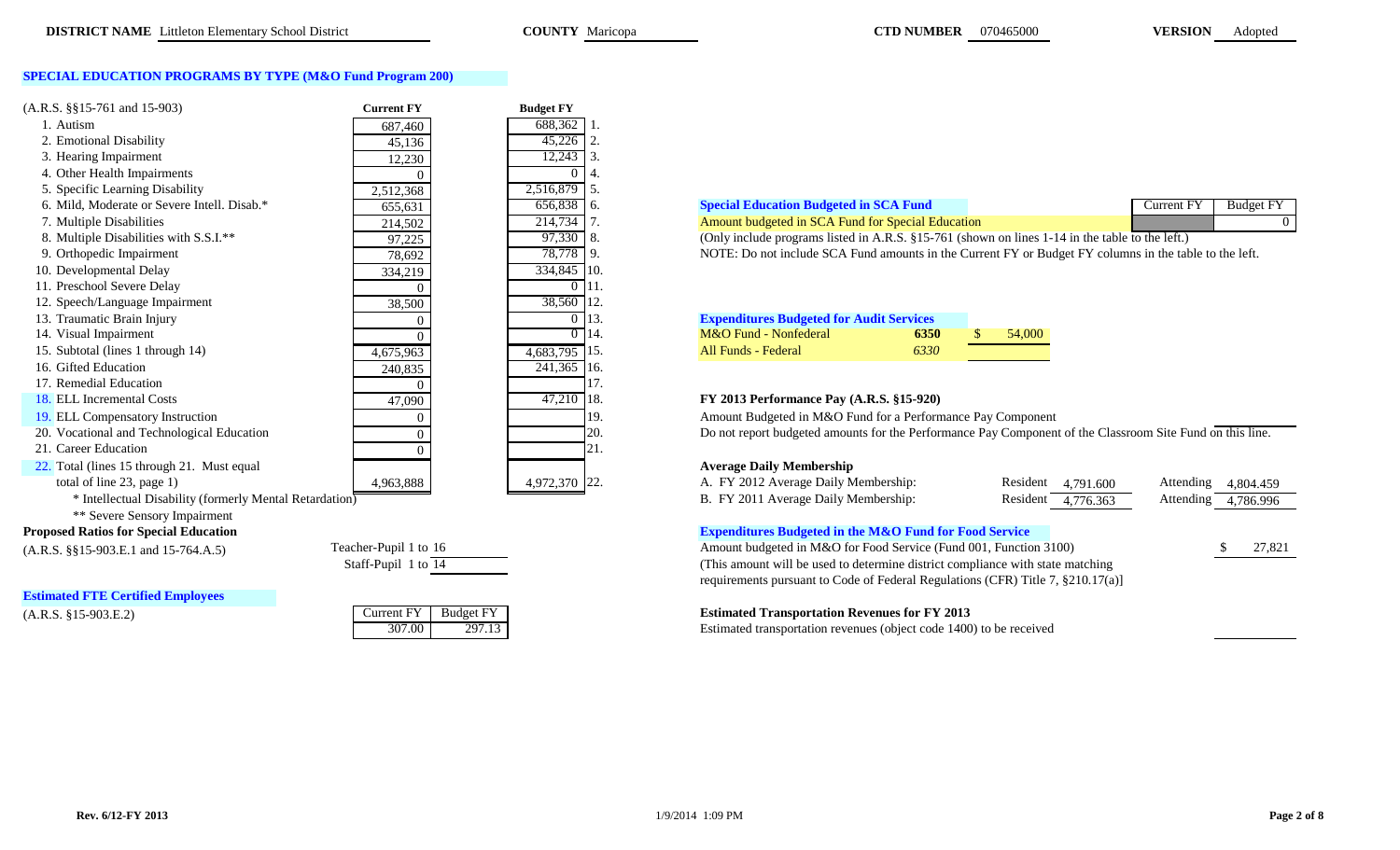**DISTRICT NAME** Littleton Elementary School District **COUNTY** Maricopa **CTD NUMBER** 070465000 **VERSION** Adopted

## SPECIAL EDUCATION PROGRAMS BY TYPE (M&O Fund Program 200)

| (A.R.S. §§15-761 and 15-903) | Current FY | Budget FY | |
|---|---|---|---|
| 1. Autism | 687,460 | 688,362 | 1. |
| 2. Emotional Disability | 45,136 | 45,226 | 2. |
| 3. Hearing Impairment | 12,230 | 12,243 | 3. |
| 4. Other Health Impairments | 0 | 0 | 4. |
| 5. Specific Learning Disability | 2,512,368 | 2,516,879 | 5. |
| 6. Mild, Moderate or Severe Intell. Disab.* | 655,631 | 656,838 | 6. |
| 7. Multiple Disabilities | 214,502 | 214,734 | 7. |
| 8. Multiple Disabilities with S.S.I.** | 97,225 | 97,330 | 8. |
| 9. Orthopedic Impairment | 78,692 | 78,778 | 9. |
| 10. Developmental Delay | 334,219 | 334,845 | 10. |
| 11. Preschool Severe Delay | 0 | 0 | 11. |
| 12. Speech/Language Impairment | 38,500 | 38,560 | 12. |
| 13. Traumatic Brain Injury | 0 | 0 | 13. |
| 14. Visual Impairment | 0 | 0 | 14. |
| 15. Subtotal (lines 1 through 14) | 4,675,963 | 4,683,795 | 15. |
| 16. Gifted Education | 240,835 | 241,365 | 16. |
| 17. Remedial Education | 0 | | 17. |
| 18. ELL Incremental Costs | 47,090 | 47,210 | 18. |
| 19. ELL Compensatory Instruction | 0 | | 19. |
| 20. Vocational and Technological Education | 0 | | 20. |
| 21. Career Education | 0 | | 21. |
| 22. Total (lines 15 through 21. Must equal total of line 23, page 1) | 4,963,888 | 4,972,370 | 22. |

\* Intellectual Disability (formerly Mental Retardation)

\*\* Severe Sensory Impairment

**Proposed Ratios for Special Education**

(A.R.S. §§15-903.E.1 and 15-764.A.5)

Teacher-Pupil 1 to 16

Staff-Pupil 1 to 14

**Estimated FTE Certified Employees**

(A.R.S. §15-903.E.2)

| Current FY | Budget FY |
|---|---|
| 307.00 | 297.13 |

**Special Education Budgeted in SCA Fund**

| | Current FY | Budget FY |
|---|---|---|
| Amount budgeted in SCA Fund for Special Education | | 0 |

(Only include programs listed in A.R.S. §15-761 (shown on lines 1-14 in the table to the left.)

NOTE: Do not include SCA Fund amounts in the Current FY or Budget FY columns in the table to the left.

**Expenditures Budgeted for Audit Services**

| | | |
|---|---|---|
| M&O Fund - Nonfederal | 6350 | $ 54,000 |
| All Funds - Federal | 6330 | |

**FY 2013 Performance Pay (A.R.S. §15-920)**

Amount Budgeted in M&O Fund for a Performance Pay Component

Do not report budgeted amounts for the Performance Pay Component of the Classroom Site Fund on this line.

**Average Daily Membership**

| | Resident | Attending |
|---|---|---|
| A. FY 2012 Average Daily Membership: | 4,791.600 | 4,804.459 |
| B. FY 2011 Average Daily Membership: | 4,776.363 | 4,786.996 |

**Expenditures Budgeted in the M&O Fund for Food Service**

Amount budgeted in M&O for Food Service (Fund 001, Function 3100) $ 27,821

(This amount will be used to determine district compliance with state matching requirements pursuant to Code of Federal Regulations (CFR) Title 7, §210.17(a)]

**Estimated Transportation Revenues for FY 2013**

Estimated transportation revenues (object code 1400) to be received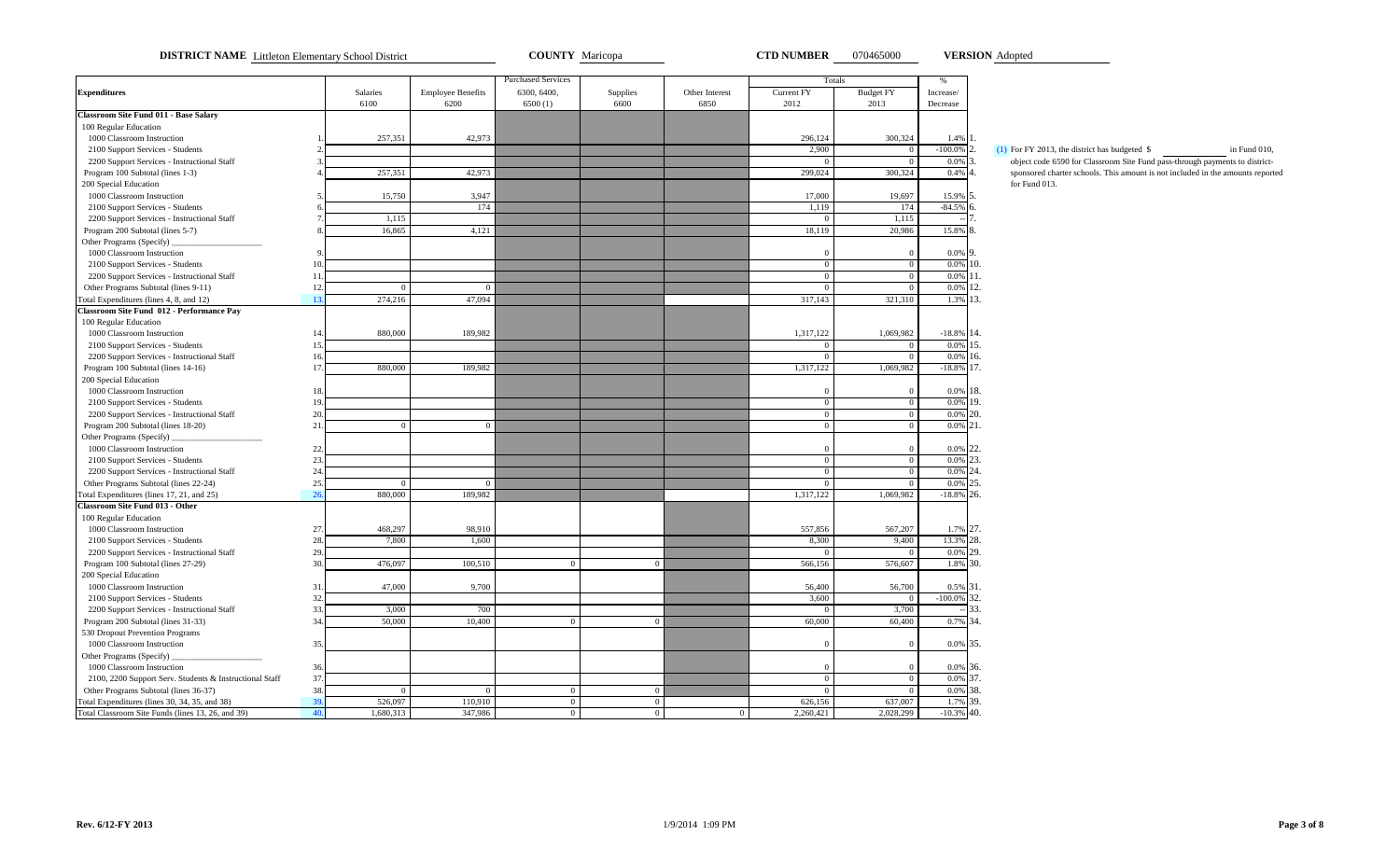**DISTRICT NAME** Littleton Elementary School District **COUNTY** Maricopa **CTD NUMBER** 070465000 **VERSION** Adopted

| Expenditures | | Salaries 6100 | Employee Benefits 6200 | Purchased Services 6300, 6400, 6500 (1) | Supplies 6600 | Other Interest 6850 | Totals Current FY 2012 | Totals Budget FY 2013 | % Increase/ Decrease | |
|---|---|---|---|---|---|---|---|---|---|---|
| **Classroom Site Fund 011 - Base Salary** | | | | | | | | | | |
| 100 Regular Education | | | | | | | | | | |
| 1000 Classroom Instruction | 1. | 257,351 | 42,973 | | | | 296,124 | 300,324 | 1.4% | 1. |
| 2100 Support Services - Students | 2. | | | | | | 2,900 | 0 | -100.0% | 2. |
| 2200 Support Services - Instructional Staff | 3. | | | | | | 0 | 0 | 0.0% | 3. |
| Program 100 Subtotal (lines 1-3) | 4. | 257,351 | 42,973 | | | | 299,024 | 300,324 | 0.4% | 4. |
| 200 Special Education | | | | | | | | | | |
| 1000 Classroom Instruction | 5. | 15,750 | 3,947 | | | | 17,000 | 19,697 | 15.9% | 5. |
| 2100 Support Services - Students | 6. | | 174 | | | | 1,119 | 174 | -84.5% | 6. |
| 2200 Support Services - Instructional Staff | 7. | 1,115 | | | | | 0 | 1,115 | -- | 7. |
| Program 200 Subtotal (lines 5-7) | 8. | 16,865 | 4,121 | | | | 18,119 | 20,986 | 15.8% | 8. |
| Other Programs (Specify) ___ | | | | | | | | | | |
| 1000 Classroom Instruction | 9. | | | | | | 0 | 0 | 0.0% | 9. |
| 2100 Support Services - Students | 10. | | | | | | 0 | 0 | 0.0% | 10. |
| 2200 Support Services - Instructional Staff | 11. | | | | | | 0 | 0 | 0.0% | 11. |
| Other Programs Subtotal (lines 9-11) | 12. | 0 | 0 | | | | 0 | 0 | 0.0% | 12. |
| Total Expenditures (lines 4, 8, and 12) | 13. | 274,216 | 47,094 | | | | 317,143 | 321,310 | 1.3% | 13. |
| **Classroom Site Fund 012 - Performance Pay** | | | | | | | | | | |
| 100 Regular Education | | | | | | | | | | |
| 1000 Classroom Instruction | 14. | 880,000 | 189,982 | | | | 1,317,122 | 1,069,982 | -18.8% | 14. |
| 2100 Support Services - Students | 15. | | | | | | 0 | 0 | 0.0% | 15. |
| 2200 Support Services - Instructional Staff | 16. | | | | | | 0 | 0 | 0.0% | 16. |
| Program 100 Subtotal (lines 14-16) | 17. | 880,000 | 189,982 | | | | 1,317,122 | 1,069,982 | -18.8% | 17. |
| 200 Special Education | | | | | | | | | | |
| 1000 Classroom Instruction | 18. | | | | | | 0 | 0 | 0.0% | 18. |
| 2100 Support Services - Students | 19. | | | | | | 0 | 0 | 0.0% | 19. |
| 2200 Support Services - Instructional Staff | 20. | | | | | | 0 | 0 | 0.0% | 20. |
| Program 200 Subtotal (lines 18-20) | 21. | 0 | 0 | | | | 0 | 0 | 0.0% | 21. |
| Other Programs (Specify) ___ | | | | | | | | | | |
| 1000 Classroom Instruction | 22. | | | | | | 0 | 0 | 0.0% | 22. |
| 2100 Support Services - Students | 23. | | | | | | 0 | 0 | 0.0% | 23. |
| 2200 Support Services - Instructional Staff | 24. | | | | | | 0 | 0 | 0.0% | 24. |
| Other Programs Subtotal (lines 22-24) | 25. | 0 | 0 | | | | 0 | 0 | 0.0% | 25. |
| Total Expenditures (lines 17, 21, and 25) | 26. | 880,000 | 189,982 | | | | 1,317,122 | 1,069,982 | -18.8% | 26. |
| **Classroom Site Fund 013 - Other** | | | | | | | | | | |
| 100 Regular Education | | | | | | | | | | |
| 1000 Classroom Instruction | 27. | 468,297 | 98,910 | | | | 557,856 | 567,207 | 1.7% | 27. |
| 2100 Support Services - Students | 28. | 7,800 | 1,600 | | | | 8,300 | 9,400 | 13.3% | 28. |
| 2200 Support Services - Instructional Staff | 29. | | | | | | 0 | 0 | 0.0% | 29. |
| Program 100 Subtotal (lines 27-29) | 30. | 476,097 | 100,510 | 0 | 0 | | 566,156 | 576,607 | 1.8% | 30. |
| 200 Special Education | | | | | | | | | | |
| 1000 Classroom Instruction | 31. | 47,000 | 9,700 | | | | 56,400 | 56,700 | 0.5% | 31. |
| 2100 Support Services - Students | 32. | | | | | | 3,600 | 0 | -100.0% | 32. |
| 2200 Support Services - Instructional Staff | 33. | 3,000 | 700 | | | | 0 | 3,700 | -- | 33. |
| Program 200 Subtotal (lines 31-33) | 34. | 50,000 | 10,400 | 0 | 0 | | 60,000 | 60,400 | 0.7% | 34. |
| 530 Dropout Prevention Programs | | | | | | | | | | |
| 1000 Classroom Instruction | 35. | | | | | | 0 | 0 | 0.0% | 35. |
| Other Programs (Specify) ___ | | | | | | | | | | |
| 1000 Classroom Instruction | 36. | | | | | | 0 | 0 | 0.0% | 36. |
| 2100, 2200 Support Serv. Students & Instructional Staff | 37. | | | | | | 0 | 0 | 0.0% | 37. |
| Other Programs Subtotal (lines 36-37) | 38. | 0 | 0 | 0 | 0 | | 0 | 0 | 0.0% | 38. |
| Total Expenditures (lines 30, 34, 35, and 38) | 39. | 526,097 | 110,910 | 0 | 0 | | 626,156 | 637,007 | 1.7% | 39. |
| Total Classroom Site Funds (lines 13, 26, and 39) | 40. | 1,680,313 | 347,986 | 0 | 0 | 0 | 2,260,421 | 2,028,299 | -10.3% | 40. |

(1) For FY 2013, the district has budgeted $ ________ in Fund 010, object code 6590 for Classroom Site Fund pass-through payments to district-sponsored charter schools. This amount is not included in the amounts reported for Fund 013.

Rev. 6/12-FY 2013 1/9/2014 1:09 PM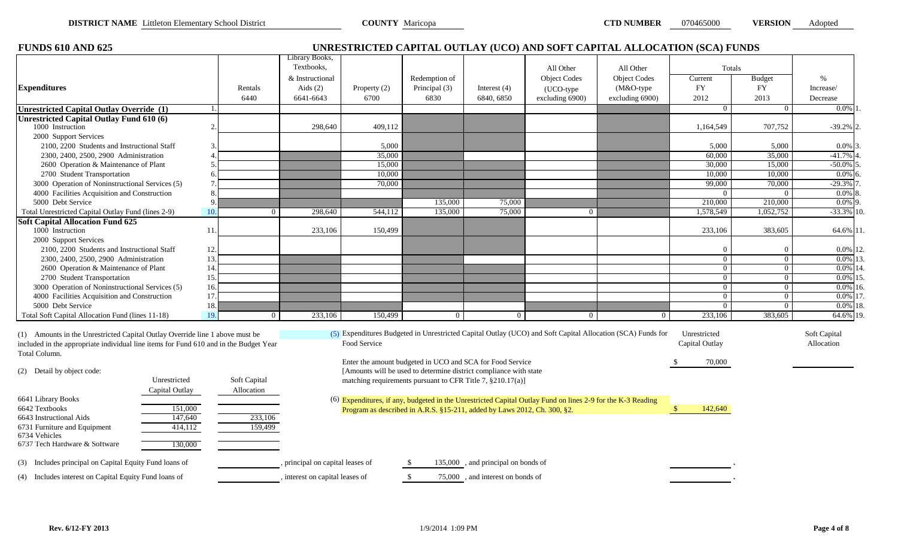**DISTRICT NAME** Littleton Elementary School District **COUNTY** Maricopa **CTD NUMBER** 070465000 **VERSION** Adopted

## FUNDS 610 AND 625

## UNRESTRICTED CAPITAL OUTLAY (UCO) AND SOFT CAPITAL ALLOCATION (SCA) FUNDS

| Expenditures | | Rentals 6440 | Library Books, Textbooks, & Instructional Aids (2) 6641-6643 | Property (2) 6700 | Redemption of Principal (3) 6830 | Interest (4) 6840, 6850 | All Other Object Codes (UCO-type excluding 6900) | All Other Object Codes (M&O-type excluding 6900) | Totals Current FY 2012 | Totals Budget FY 2013 | % Increase/ Decrease | |
|---|---|---|---|---|---|---|---|---|---|---|---|---|
| **Unrestricted Capital Outlay Override (1)** | 1. | | | | | | | | 0 | 0 | 0.0% | 1. |
| **Unrestricted Capital Outlay Fund 610 (6)** | | | | | | | | | | | | |
| 1000 Instruction | 2. | | 298,640 | 409,112 | | | | | 1,164,549 | 707,752 | -39.2% | 2. |
| 2000 Support Services | | | | | | | | | | | | |
| 2100, 2200 Students and Instructional Staff | 3. | | | 5,000 | | | | | 5,000 | 5,000 | 0.0% | 3. |
| 2300, 2400, 2500, 2900 Administration | 4. | | | 35,000 | | | | | 60,000 | 35,000 | -41.7% | 4. |
| 2600 Operation & Maintenance of Plant | 5. | | | 15,000 | | | | | 30,000 | 15,000 | -50.0% | 5. |
| 2700 Student Transportation | 6. | | | 10,000 | | | | | 10,000 | 10,000 | 0.0% | 6. |
| 3000 Operation of Noninstructional Services (5) | 7. | | | 70,000 | | | | | 99,000 | 70,000 | -29.3% | 7. |
| 4000 Facilities Acquisition and Construction | 8. | | | | | | | | 0 | 0 | 0.0% | 8. |
| 5000 Debt Service | 9. | | | | 135,000 | 75,000 | | | 210,000 | 210,000 | 0.0% | 9. |
| Total Unrestricted Capital Outlay Fund (lines 2-9) | 10. | 0 | 298,640 | 544,112 | 135,000 | 75,000 | 0 | | 1,578,549 | 1,052,752 | -33.3% | 10. |
| **Soft Capital Allocation Fund 625** | | | | | | | | | | | | |
| 1000 Instruction | 11. | | 233,106 | 150,499 | | | | | 233,106 | 383,605 | 64.6% | 11. |
| 2000 Support Services | | | | | | | | | | | | |
| 2100, 2200 Students and Instructional Staff | 12. | | | | | | | | 0 | 0 | 0.0% | 12. |
| 2300, 2400, 2500, 2900 Administration | 13. | | | | | | | | 0 | 0 | 0.0% | 13. |
| 2600 Operation & Maintenance of Plant | 14. | | | | | | | | 0 | 0 | 0.0% | 14. |
| 2700 Student Transportation | 15. | | | | | | | | 0 | 0 | 0.0% | 15. |
| 3000 Operation of Noninstructional Services (5) | 16. | | | | | | | | 0 | 0 | 0.0% | 16. |
| 4000 Facilities Acquisition and Construction | 17. | | | | | | | | 0 | 0 | 0.0% | 17. |
| 5000 Debt Service | 18. | | | | | | | | 0 | 0 | 0.0% | 18. |
| Total Soft Capital Allocation Fund (lines 11-18) | 19. | 0 | 233,106 | 150,499 | 0 | 0 | 0 | 0 | 233,106 | 383,605 | 64.6% | 19. |

(1) Amounts in the Unrestricted Capital Outlay Override line 1 above must be included in the appropriate individual line items for Fund 610 and in the Budget Year Total Column.

(2) Detail by object code:

| | Unrestricted Capital Outlay | Soft Capital Allocation |
|---|---|---|
| 6641 Library Books | | |
| 6642 Textbooks | 151,000 | |
| 6643 Instructional Aids | 147,640 | 233,106 |
| 6731 Furniture and Equipment | 414,112 | 159,499 |
| 6734 Vehicles | | |
| 6737 Tech Hardware & Software | 130,000 | |

(3) Includes principal on Capital Equity Fund loans of \_\_\_\_\_\_, principal on capital leases of $ 135,000 , and principal on bonds of \_\_\_\_\_\_.

(4) Includes interest on Capital Equity Fund loans of \_\_\_\_\_\_, interest on capital leases of $ 75,000 , and interest on bonds of \_\_\_\_\_\_.

(5) Expenditures Budgeted in Unrestricted Capital Outlay (UCO) and Soft Capital Allocation (SCA) Funds for Food Service

| | Unrestricted Capital Outlay | Soft Capital Allocation |
|---|---|---|
| Enter the amount budgeted in UCO and SCA for Food Service [Amounts will be used to determine district compliance with state matching requirements pursuant to CFR Title 7, §210.17(a)] | $ 70,000 | |

(6) Expenditures, if any, budgeted in the Unrestricted Capital Outlay Fund on lines 2-9 for the K-3 Reading Program as described in A.R.S. §15-211, added by Laws 2012, Ch. 300, §2. $ 142,640

Rev. 6/12-FY 2013 1/9/2014 1:09 PM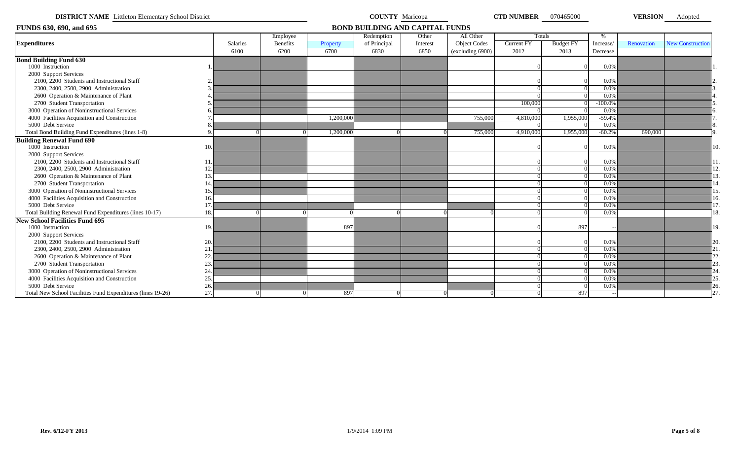**DISTRICT NAME** Littleton Elementary School District **COUNTY** Maricopa **CTD NUMBER** 070465000 **VERSION** Adopted

**FUNDS 630, 690, and 695** **BOND BUILDING AND CAPITAL FUNDS**

| Expenditures | | Salaries 6100 | Employee Benefits 6200 | Property 6700 | Redemption of Principal 6830 | Other Interest 6850 | All Other Object Codes (excluding 6900) | Totals Current FY 2012 | Totals Budget FY 2013 | % Increase/ Decrease | Renovation | New Construction | |
|---|---|---|---|---|---|---|---|---|---|---|---|---|---|
| **Bond Building Fund 630** | | | | | | | | | | | | | |
| 1000 Instruction | 1. | | | | | | | 0 | 0 | 0.0% | | | 1. |
| 2000 Support Services | | | | | | | | | | | | | |
| 2100, 2200 Students and Instructional Staff | 2. | | | | | | | 0 | 0 | 0.0% | | | 2. |
| 2300, 2400, 2500, 2900 Administration | 3. | | | | | | | 0 | 0 | 0.0% | | | 3. |
| 2600 Operation & Maintenance of Plant | 4. | | | | | | | 0 | 0 | 0.0% | | | 4. |
| 2700 Student Transportation | 5. | | | | | | | 100,000 | 0 | -100.0% | | | 5. |
| 3000 Operation of Noninstructional Services | 6. | | | | | | | 0 | 0 | 0.0% | | | 6. |
| 4000 Facilities Acquisition and Construction | 7. | | | 1,200,000 | | | 755,000 | 4,810,000 | 1,955,000 | -59.4% | | | 7. |
| 5000 Debt Service | 8. | | | | | | | 0 | 0 | 0.0% | | | 8. |
| Total Bond Building Fund Expenditures (lines 1-8) | 9. | 0 | 0 | 1,200,000 | 0 | 0 | 755,000 | 4,910,000 | 1,955,000 | -60.2% | 690,000 | | 9. |
| **Building Renewal Fund 690** | | | | | | | | | | | | | |
| 1000 Instruction | 10. | | | | | | | 0 | 0 | 0.0% | | | 10. |
| 2000 Support Services | | | | | | | | | | | | | |
| 2100, 2200 Students and Instructional Staff | 11. | | | | | | | 0 | 0 | 0.0% | | | 11. |
| 2300, 2400, 2500, 2900 Administration | 12. | | | | | | | 0 | 0 | 0.0% | | | 12. |
| 2600 Operation & Maintenance of Plant | 13. | | | | | | | 0 | 0 | 0.0% | | | 13. |
| 2700 Student Transportation | 14. | | | | | | | 0 | 0 | 0.0% | | | 14. |
| 3000 Operation of Noninstructional Services | 15. | | | | | | | 0 | 0 | 0.0% | | | 15. |
| 4000 Facilities Acquisition and Construction | 16. | | | | | | | 0 | 0 | 0.0% | | | 16. |
| 5000 Debt Service | 17. | | | | | | | 0 | 0 | 0.0% | | | 17. |
| Total Building Renewal Fund Expenditures (lines 10-17) | 18. | 0 | 0 | 0 | 0 | 0 | 0 | 0 | 0 | 0.0% | | | 18. |
| **New School Facilities Fund 695** | | | | | | | | | | | | | |
| 1000 Instruction | 19. | | | 897 | | | | 0 | 897 | -- | | | 19. |
| 2000 Support Services | | | | | | | | | | | | | |
| 2100, 2200 Students and Instructional Staff | 20. | | | | | | | 0 | 0 | 0.0% | | | 20. |
| 2300, 2400, 2500, 2900 Administration | 21. | | | | | | | 0 | 0 | 0.0% | | | 21. |
| 2600 Operation & Maintenance of Plant | 22. | | | | | | | 0 | 0 | 0.0% | | | 22. |
| 2700 Student Transportation | 23. | | | | | | | 0 | 0 | 0.0% | | | 23. |
| 3000 Operation of Noninstructional Services | 24. | | | | | | | 0 | 0 | 0.0% | | | 24. |
| 4000 Facilities Acquisition and Construction | 25. | | | | | | | 0 | 0 | 0.0% | | | 25. |
| 5000 Debt Service | 26. | | | | | | | 0 | 0 | 0.0% | | | 26. |
| Total New School Facilities Fund Expenditures (lines 19-26) | 27. | 0 | 0 | 897 | 0 | 0 | 0 | 0 | 897 | -- | | | 27. |

Rev. 6/12-FY 2013 1/9/2014 1:09 PM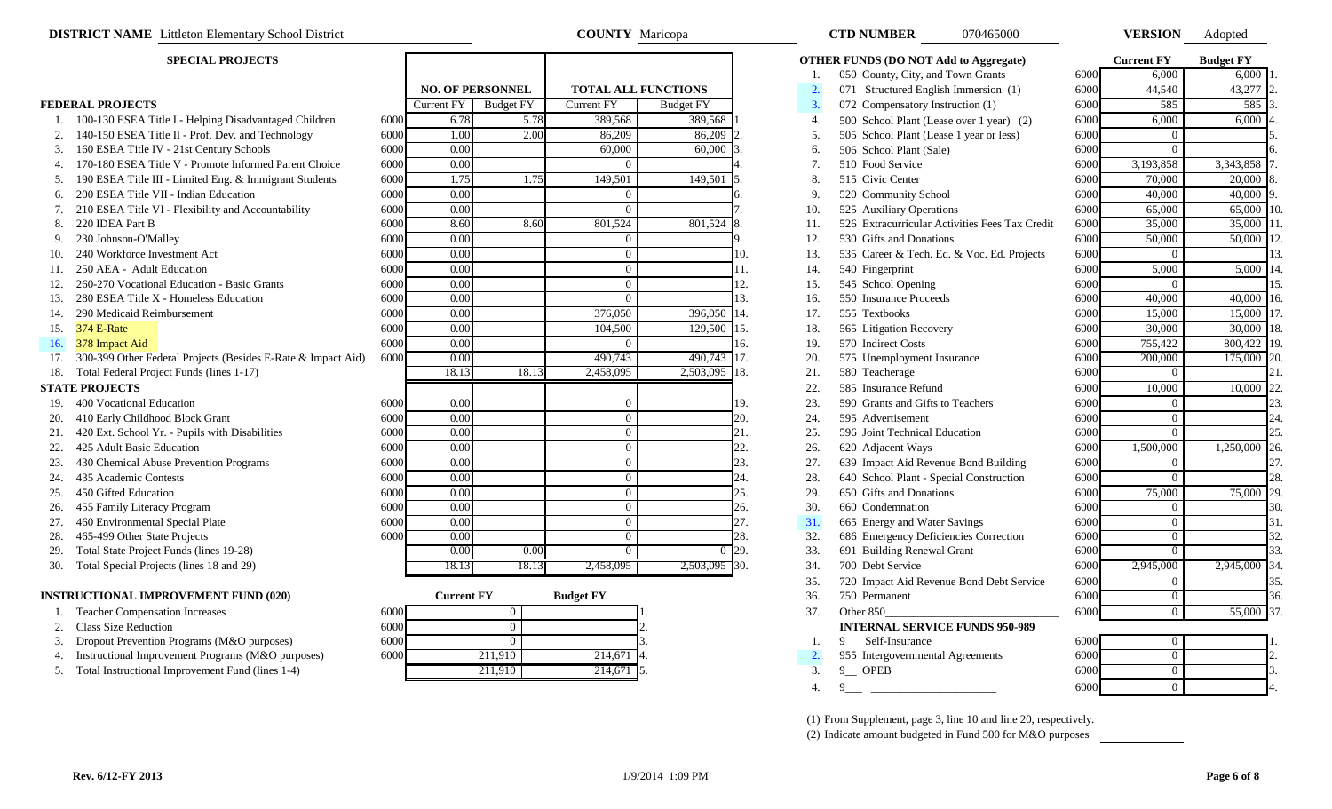**DISTRICT NAME** Littleton Elementary School District **COUNTY** Maricopa **CTD NUMBER** 070465000 **VERSION** Adopted

## SPECIAL PROJECTS

| | | | NO. OF PERSONNEL | | TOTAL ALL FUNCTIONS | | |
|---|---|---|---|---|---|---|---|
| | | | Current FY | Budget FY | Current FY | Budget FY | |
| **FEDERAL PROJECTS** | | | | | | | |
| 1. | 100-130 ESEA Title I - Helping Disadvantaged Children | 6000 | 6.78 | 5.78 | 389,568 | 389,568 | 1. |
| 2. | 140-150 ESEA Title II - Prof. Dev. and Technology | 6000 | 1.00 | 2.00 | 86,209 | 86,209 | 2. |
| 3. | 160 ESEA Title IV - 21st Century Schools | 6000 | 0.00 | | 60,000 | 60,000 | 3. |
| 4. | 170-180 ESEA Title V - Promote Informed Parent Choice | 6000 | 0.00 | | 0 | | 4. |
| 5. | 190 ESEA Title III - Limited Eng. & Immigrant Students | 6000 | 1.75 | 1.75 | 149,501 | 149,501 | 5. |
| 6. | 200 ESEA Title VII - Indian Education | 6000 | 0.00 | | 0 | | 6. |
| 7. | 210 ESEA Title VI - Flexibility and Accountability | 6000 | 0.00 | | 0 | | 7. |
| 8. | 220 IDEA Part B | 6000 | 8.60 | 8.60 | 801,524 | 801,524 | 8. |
| 9. | 230 Johnson-O'Malley | 6000 | 0.00 | | 0 | | 9. |
| 10. | 240 Workforce Investment Act | 6000 | 0.00 | | 0 | | 10. |
| 11. | 250 AEA - Adult Education | 6000 | 0.00 | | 0 | | 11. |
| 12. | 260-270 Vocational Education - Basic Grants | 6000 | 0.00 | | 0 | | 12. |
| 13. | 280 ESEA Title X - Homeless Education | 6000 | 0.00 | | 0 | | 13. |
| 14. | 290 Medicaid Reimbursement | 6000 | 0.00 | | 376,050 | 396,050 | 14. |
| 15. | 374 E-Rate | 6000 | 0.00 | | 104,500 | 129,500 | 15. |
| 16. | 378 Impact Aid | 6000 | 0.00 | | 0 | | 16. |
| 17. | 300-399 Other Federal Projects (Besides E-Rate & Impact Aid) | 6000 | 0.00 | | 490,743 | 490,743 | 17. |
| 18. | Total Federal Project Funds (lines 1-17) | | 18.13 | 18.13 | 2,458,095 | 2,503,095 | 18. |
| **STATE PROJECTS** | | | | | | | |
| 19. | 400 Vocational Education | 6000 | 0.00 | | 0 | | 19. |
| 20. | 410 Early Childhood Block Grant | 6000 | 0.00 | | 0 | | 20. |
| 21. | 420 Ext. School Yr. - Pupils with Disabilities | 6000 | 0.00 | | 0 | | 21. |
| 22. | 425 Adult Basic Education | 6000 | 0.00 | | 0 | | 22. |
| 23. | 430 Chemical Abuse Prevention Programs | 6000 | 0.00 | | 0 | | 23. |
| 24. | 435 Academic Contests | 6000 | 0.00 | | 0 | | 24. |
| 25. | 450 Gifted Education | 6000 | 0.00 | | 0 | | 25. |
| 26. | 455 Family Literacy Program | 6000 | 0.00 | | 0 | | 26. |
| 27. | 460 Environmental Special Plate | 6000 | 0.00 | | 0 | | 27. |
| 28. | 465-499 Other State Projects | 6000 | 0.00 | | 0 | | 28. |
| 29. | Total State Project Funds (lines 19-28) | | 0.00 | 0.00 | 0 | 0 | 29. |
| 30. | Total Special Projects (lines 18 and 29) | | 18.13 | 18.13 | 2,458,095 | 2,503,095 | 30. |

## INSTRUCTIONAL IMPROVEMENT FUND (020)

| | | | Current FY | Budget FY | |
|---|---|---|---|---|---|
| 1. | Teacher Compensation Increases | 6000 | 0 | | 1. |
| 2. | Class Size Reduction | 6000 | 0 | | 2. |
| 3. | Dropout Prevention Programs (M&O purposes) | 6000 | 0 | | 3. |
| 4. | Instructional Improvement Programs (M&O purposes) | 6000 | 211,910 | 214,671 | 4. |
| 5. | Total Instructional Improvement Fund (lines 1-4) | | 211,910 | 214,671 | 5. |

## OTHER FUNDS (DO NOT Add to Aggregate)

| | | | Current FY | Budget FY | |
|---|---|---|---|---|---|
| 1. | 050 County, City, and Town Grants | 6000 | 6,000 | 6,000 | 1. |
| 2. | 071 Structured English Immersion (1) | 6000 | 44,540 | 43,277 | 2. |
| 3. | 072 Compensatory Instruction (1) | 6000 | 585 | 585 | 3. |
| 4. | 500 School Plant (Lease over 1 year) (2) | 6000 | 6,000 | 6,000 | 4. |
| 5. | 505 School Plant (Lease 1 year or less) | 6000 | 0 | | 5. |
| 6. | 506 School Plant (Sale) | 6000 | 0 | | 6. |
| 7. | 510 Food Service | 6000 | 3,193,858 | 3,343,858 | 7. |
| 8. | 515 Civic Center | 6000 | 70,000 | 20,000 | 8. |
| 9. | 520 Community School | 6000 | 40,000 | 40,000 | 9. |
| 10. | 525 Auxiliary Operations | 6000 | 65,000 | 65,000 | 10. |
| 11. | 526 Extracurricular Activities Fees Tax Credit | 6000 | 35,000 | 35,000 | 11. |
| 12. | 530 Gifts and Donations | 6000 | 50,000 | 50,000 | 12. |
| 13. | 535 Career & Tech. Ed. & Voc. Ed. Projects | 6000 | 0 | | 13. |
| 14. | 540 Fingerprint | 6000 | 5,000 | 5,000 | 14. |
| 15. | 545 School Opening | 6000 | 0 | | 15. |
| 16. | 550 Insurance Proceeds | 6000 | 40,000 | 40,000 | 16. |
| 17. | 555 Textbooks | 6000 | 15,000 | 15,000 | 17. |
| 18. | 565 Litigation Recovery | 6000 | 30,000 | 30,000 | 18. |
| 19. | 570 Indirect Costs | 6000 | 755,422 | 800,422 | 19. |
| 20. | 575 Unemployment Insurance | 6000 | 200,000 | 175,000 | 20. |
| 21. | 580 Teacherage | 6000 | 0 | | 21. |
| 22. | 585 Insurance Refund | 6000 | 10,000 | 10,000 | 22. |
| 23. | 590 Grants and Gifts to Teachers | 6000 | 0 | | 23. |
| 24. | 595 Advertisement | 6000 | 0 | | 24. |
| 25. | 596 Joint Technical Education | 6000 | 0 | | 25. |
| 26. | 620 Adjacent Ways | 6000 | 1,500,000 | 1,250,000 | 26. |
| 27. | 639 Impact Aid Revenue Bond Building | 6000 | 0 | | 27. |
| 28. | 640 School Plant - Special Construction | 6000 | 0 | | 28. |
| 29. | 650 Gifts and Donations | 6000 | 75,000 | 75,000 | 29. |
| 30. | 660 Condemnation | 6000 | 0 | | 30. |
| 31. | 665 Energy and Water Savings | 6000 | 0 | | 31. |
| 32. | 686 Emergency Deficiencies Correction | 6000 | 0 | | 32. |
| 33. | 691 Building Renewal Grant | 6000 | 0 | | 33. |
| 34. | 700 Debt Service | 6000 | 2,945,000 | 2,945,000 | 34. |
| 35. | 720 Impact Aid Revenue Bond Debt Service | 6000 | 0 | | 35. |
| 36. | 750 Permanent | 6000 | 0 | | 36. |
| 37. | Other 850_______________ | 6000 | 0 | 55,000 | 37. |
| | **INTERNAL SERVICE FUNDS 950-989** | | | | |
| 1. | 9___ Self-Insurance | 6000 | 0 | | 1. |
| 2. | 955 Intergovernmental Agreements | 6000 | 0 | | 2. |
| 3. | 9__ OPEB | 6000 | 0 | | 3. |
| 4. | 9___ _______________ | 6000 | 0 | | 4. |

(1) From Supplement, page 3, line 10 and line 20, respectively.

(2) Indicate amount budgeted in Fund 500 for M&O purposes ________

Rev. 6/12-FY 2013 1/9/2014 1:09 PM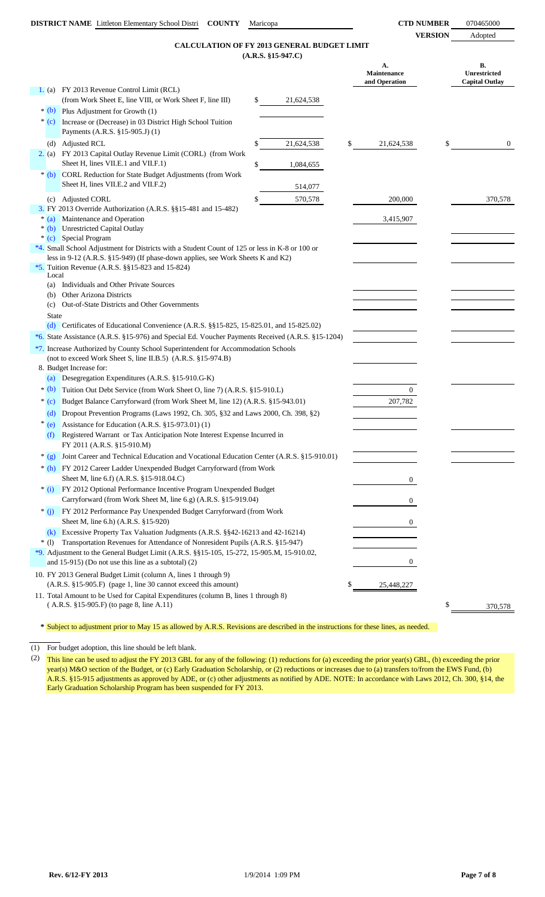**DISTRICT NAME** Littleton Elementary School Distri **COUNTY** Maricopa **CTD NUMBER** 070465000

**VERSION** Adopted

## CALCULATION OF FY 2013 GENERAL BUDGET LIMIT

**(A.R.S. §15-947.C)**

| | | | A. Maintenance and Operation | B. Unrestricted Capital Outlay |
|---|---|---|---|---|
| 1. (a) | FY 2013 Revenue Control Limit (RCL) (from Work Sheet E, line VIII, or Work Sheet F, line III) | $ 21,624,538 | | |
| * (b) | Plus Adjustment for Growth (1) | | | |
| * (c) | Increase or (Decrease) in 03 District High School Tuition Payments (A.R.S. §15-905.J) (1) | | | |
| (d) | Adjusted RCL | $ 21,624,538 | $ 21,624,538 | $ 0 |
| 2. (a) | FY 2013 Capital Outlay Revenue Limit (CORL) (from Work Sheet H, lines VII.E.1 and VII.F.1) | $ 1,084,655 | | |
| * (b) | CORL Reduction for State Budget Adjustments (from Work Sheet H, lines VII.E.2 and VII.F.2) | 514,077 | | |
| (c) | Adjusted CORL | $ 570,578 | 200,000 | 370,578 |
| 3. | FY 2013 Override Authorization (A.R.S. §§15-481 and 15-482) | | | |
| * (a) | Maintenance and Operation | | 3,415,907 | |
| * (b) | Unrestricted Capital Outlay | | | |
| * (c) | Special Program | | | |
| *4. | Small School Adjustment for Districts with a Student Count of 125 or less in K-8 or 100 or less in 9-12 (A.R.S. §15-949) (If phase-down applies, see Work Sheets K and K2) | | | |
| *5. | Tuition Revenue (A.R.S. §§15-823 and 15-824) | | | |
| | Local | | | |
| (a) | Individuals and Other Private Sources | | | |
| (b) | Other Arizona Districts | | | |
| (c) | Out-of-State Districts and Other Governments | | | |
| | State | | | |
| (d) | Certificates of Educational Convenience (A.R.S. §§15-825, 15-825.01, and 15-825.02) | | | |
| *6. | State Assistance (A.R.S. §15-976) and Special Ed. Voucher Payments Received (A.R.S. §15-1204) | | | |
| *7. | Increase Authorized by County School Superintendent for Accommodation Schools (not to exceed Work Sheet S, line II.B.5) (A.R.S. §15-974.B) | | | |
| 8. | Budget Increase for: | | | |
| (a) | Desegregation Expenditures (A.R.S. §15-910.G-K) | | | |
| * (b) | Tuition Out Debt Service (from Work Sheet O, line 7) (A.R.S. §15-910.L) | | 0 | |
| * (c) | Budget Balance Carryforward (from Work Sheet M, line 12) (A.R.S. §15-943.01) | | 207,782 | |
| (d) | Dropout Prevention Programs (Laws 1992, Ch. 305, §32 and Laws 2000, Ch. 398, §2) | | | |
| * (e) | Assistance for Education (A.R.S. §15-973.01) (1) | | | |
| (f) | Registered Warrant or Tax Anticipation Note Interest Expense Incurred in FY 2011 (A.R.S. §15-910.M) | | | |
| * (g) | Joint Career and Technical Education and Vocational Education Center (A.R.S. §15-910.01) | | | |
| * (h) | FY 2012 Career Ladder Unexpended Budget Carryforward (from Work Sheet M, line 6.f) (A.R.S. §15-918.04.C) | | 0 | |
| * (i) | FY 2012 Optional Performance Incentive Program Unexpended Budget Carryforward (from Work Sheet M, line 6.g) (A.R.S. §15-919.04) | | 0 | |
| * (j) | FY 2012 Performance Pay Unexpended Budget Carryforward (from Work Sheet M, line 6.h) (A.R.S. §15-920) | | 0 | |
| (k) | Excessive Property Tax Valuation Judgments (A.R.S. §§42-16213 and 42-16214) | | | |
| * (l) | Transportation Revenues for Attendance of Nonresident Pupils (A.R.S. §15-947) | | | |
| *9. | Adjustment to the General Budget Limit (A.R.S. §§15-105, 15-272, 15-905.M, 15-910.02, and 15-915) (Do not use this line as a subtotal) (2) | | 0 | |
| 10. | FY 2013 General Budget Limit (column A, lines 1 through 9) (A.R.S. §15-905.F) (page 1, line 30 cannot exceed this amount) | | $ 25,448,227 | |
| 11. | Total Amount to be Used for Capital Expenditures (column B, lines 1 through 8) ( A.R.S. §15-905.F) (to page 8, line A.11) | | | $ 370,578 |

**\*** Subject to adjustment prior to May 15 as allowed by A.R.S. Revisions are described in the instructions for these lines, as needed.

(1) For budget adoption, this line should be left blank.

(2) This line can be used to adjust the FY 2013 GBL for any of the following: (1) reductions for (a) exceeding the prior year(s) GBL, (b) exceeding the prior year(s) M&O section of the Budget, or (c) Early Graduation Scholarship, or (2) reductions or increases due to (a) transfers to/from the EWS Fund, (b) A.R.S. §15-915 adjustments as approved by ADE, or (c) other adjustments as notified by ADE. NOTE: In accordance with Laws 2012, Ch. 300, §14, the Early Graduation Scholarship Program has been suspended for FY 2013.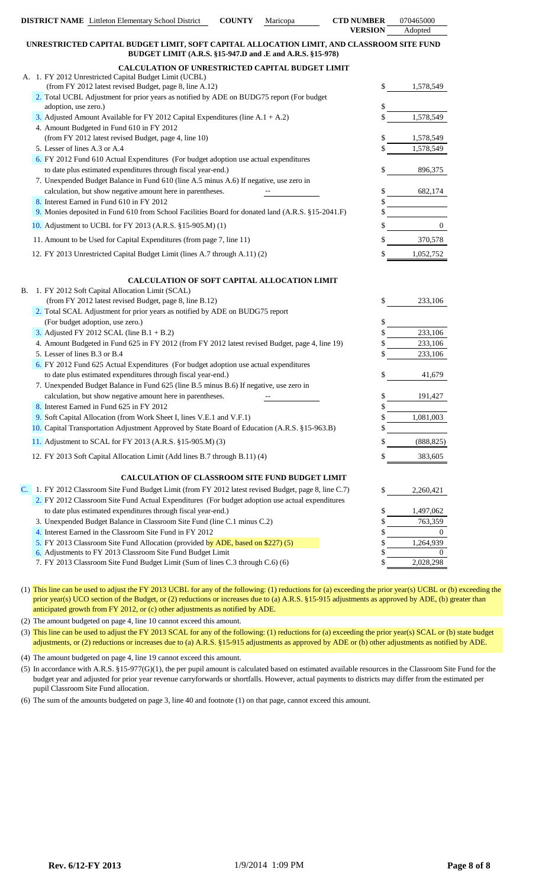**DISTRICT NAME** Littleton Elementary School District **COUNTY** Maricopa **CTD NUMBER** 070465000
**VERSION** Adopted

## UNRESTRICTED CAPITAL BUDGET LIMIT, SOFT CAPITAL ALLOCATION LIMIT, AND CLASSROOM SITE FUND BUDGET LIMIT (A.R.S. §15-947.D and .E and A.R.S. §15-978)

### CALCULATION OF UNRESTRICTED CAPITAL BUDGET LIMIT

| | | |
|---|---|---|
| A. 1. FY 2012 Unrestricted Capital Budget Limit (UCBL) (from FY 2012 latest revised Budget, page 8, line A.12) | $ | 1,578,549 |
| 2. Total UCBL Adjustment for prior years as notified by ADE on BUDG75 report (For budget adoption, use zero.) | $ | |
| 3. Adjusted Amount Available for FY 2012 Capital Expenditures (line A.1 + A.2) | $ | 1,578,549 |
| 4. Amount Budgeted in Fund 610 in FY 2012 (from FY 2012 latest revised Budget, page 4, line 10) | $ | 1,578,549 |
| 5. Lesser of lines A.3 or A.4 | $ | 1,578,549 |
| 6. FY 2012 Fund 610 Actual Expenditures (For budget adoption use actual expenditures to date plus estimated expenditures through fiscal year-end.) | $ | 896,375 |
| 7. Unexpended Budget Balance in Fund 610 (line A.5 minus A.6) If negative, use zero in calculation, but show negative amount here in parentheses. -- | $ | 682,174 |
| 8. Interest Earned in Fund 610 in FY 2012 | $ | |
| 9. Monies deposited in Fund 610 from School Facilities Board for donated land (A.R.S. §15-2041.F) | $ | |
| 10. Adjustment to UCBL for FY 2013 (A.R.S. §15-905.M) (1) | $ | 0 |
| 11. Amount to be Used for Capital Expenditures (from page 7, line 11) | $ | 370,578 |
| 12. FY 2013 Unrestricted Capital Budget Limit (lines A.7 through A.11) (2) | $ | 1,052,752 |

### CALCULATION OF SOFT CAPITAL ALLOCATION LIMIT

| | | |
|---|---|---|
| B. 1. FY 2012 Soft Capital Allocation Limit (SCAL) (from FY 2012 latest revised Budget, page 8, line B.12) | $ | 233,106 |
| 2. Total SCAL Adjustment for prior years as notified by ADE on BUDG75 report (For budget adoption, use zero.) | $ | |
| 3. Adjusted FY 2012 SCAL (line B.1 + B.2) | $ | 233,106 |
| 4. Amount Budgeted in Fund 625 in FY 2012 (from FY 2012 latest revised Budget, page 4, line 19) | $ | 233,106 |
| 5. Lesser of lines B.3 or B.4 | $ | 233,106 |
| 6. FY 2012 Fund 625 Actual Expenditures (For budget adoption use actual expenditures to date plus estimated expenditures through fiscal year-end.) | $ | 41,679 |
| 7. Unexpended Budget Balance in Fund 625 (line B.5 minus B.6) If negative, use zero in calculation, but show negative amount here in parentheses. -- | $ | 191,427 |
| 8. Interest Earned in Fund 625 in FY 2012 | $ | |
| 9. Soft Capital Allocation (from Work Sheet I, lines V.E.1 and V.F.1) | $ | 1,081,003 |
| 10. Capital Transportation Adjustment Approved by State Board of Education (A.R.S. §15-963.B) | $ | |
| 11. Adjustment to SCAL for FY 2013 (A.R.S. §15-905.M) (3) | $ | (888,825) |
| 12. FY 2013 Soft Capital Allocation Limit (Add lines B.7 through B.11) (4) | $ | 383,605 |

### CALCULATION OF CLASSROOM SITE FUND BUDGET LIMIT

| | | |
|---|---|---|
| C. 1. FY 2012 Classroom Site Fund Budget Limit (from FY 2012 latest revised Budget, page 8, line C.7) | $ | 2,260,421 |
| 2. FY 2012 Classroom Site Fund Actual Expenditures (For budget adoption use actual expenditures to date plus estimated expenditures through fiscal year-end.) | $ | 1,497,062 |
| 3. Unexpended Budget Balance in Classroom Site Fund (line C.1 minus C.2) | $ | 763,359 |
| 4. Interest Earned in the Classroom Site Fund in FY 2012 | $ | 0 |
| 5. FY 2013 Classroom Site Fund Allocation (provided by ADE, based on $227) (5) | $ | 1,264,939 |
| 6. Adjustments to FY 2013 Classroom Site Fund Budget Limit | $ | 0 |
| 7. FY 2013 Classroom Site Fund Budget Limit (Sum of lines C.3 through C.6) (6) | $ | 2,028,298 |

(1) This line can be used to adjust the FY 2013 UCBL for any of the following: (1) reductions for (a) exceeding the prior year(s) UCBL or (b) exceeding the prior year(s) UCO section of the Budget, or (2) reductions or increases due to (a) A.R.S. §15-915 adjustments as approved by ADE, (b) greater than anticipated growth from FY 2012, or (c) other adjustments as notified by ADE.

(2) The amount budgeted on page 4, line 10 cannot exceed this amount.

(3) This line can be used to adjust the FY 2013 SCAL for any of the following: (1) reductions for (a) exceeding the prior year(s) SCAL or (b) state budget adjustments, or (2) reductions or increases due to (a) A.R.S. §15-915 adjustments as approved by ADE or (b) other adjustments as notified by ADE.

(4) The amount budgeted on page 4, line 19 cannot exceed this amount.

(5) In accordance with A.R.S. §15-977(G)(1), the per pupil amount is calculated based on estimated available resources in the Classroom Site Fund for the budget year and adjusted for prior year revenue carryforwards or shortfalls. However, actual payments to districts may differ from the estimated per pupil Classroom Site Fund allocation.

(6) The sum of the amounts budgeted on page 3, line 40 and footnote (1) on that page, cannot exceed this amount.

Rev. 6/12-FY 2013 1/9/2014 1:09 PM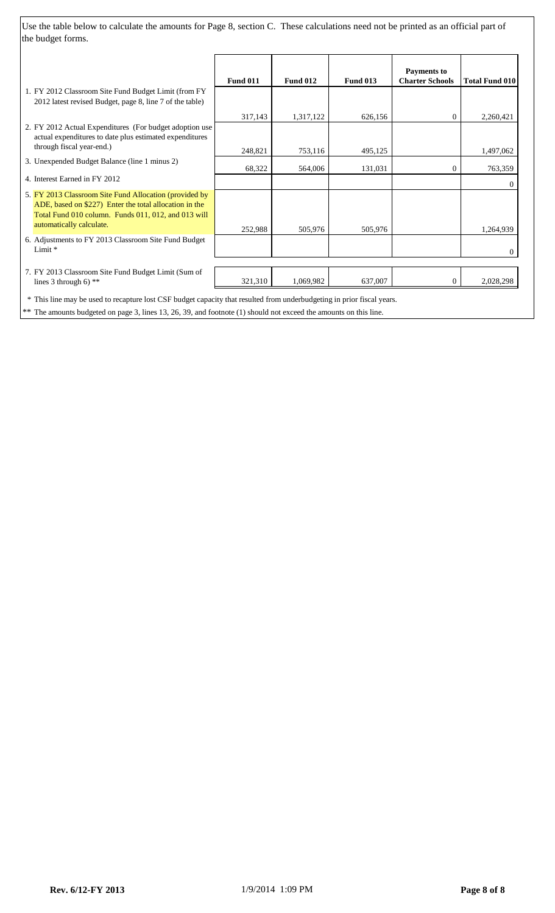Use the table below to calculate the amounts for Page 8, section C. These calculations need not be printed as an official part of the budget forms.

| | Fund 011 | Fund 012 | Fund 013 | Payments to Charter Schools | Total Fund 010 |
|---|---|---|---|---|---|
| 1. FY 2012 Classroom Site Fund Budget Limit (from FY 2012 latest revised Budget, page 8, line 7 of the table) | 317,143 | 1,317,122 | 626,156 | 0 | 2,260,421 |
| 2. FY 2012 Actual Expenditures (For budget adoption use actual expenditures to date plus estimated expenditures through fiscal year-end.) | 248,821 | 753,116 | 495,125 | | 1,497,062 |
| 3. Unexpended Budget Balance (line 1 minus 2) | 68,322 | 564,006 | 131,031 | 0 | 763,359 |
| 4. Interest Earned in FY 2012 | | | | | 0 |
| 5. FY 2013 Classroom Site Fund Allocation (provided by ADE, based on $227) Enter the total allocation in the Total Fund 010 column. Funds 011, 012, and 013 will automatically calculate. | 252,988 | 505,976 | 505,976 | | 1,264,939 |
| 6. Adjustments to FY 2013 Classroom Site Fund Budget Limit * | | | | | 0 |
| 7. FY 2013 Classroom Site Fund Budget Limit (Sum of lines 3 through 6) ** | 321,310 | 1,069,982 | 637,007 | 0 | 2,028,298 |

\* This line may be used to recapture lost CSF budget capacity that resulted from underbudgeting in prior fiscal years.

\** The amounts budgeted on page 3, lines 13, 26, 39, and footnote (1) should not exceed the amounts on this line.

Rev. 6/12-FY 2013 1/9/2014 1:09 PM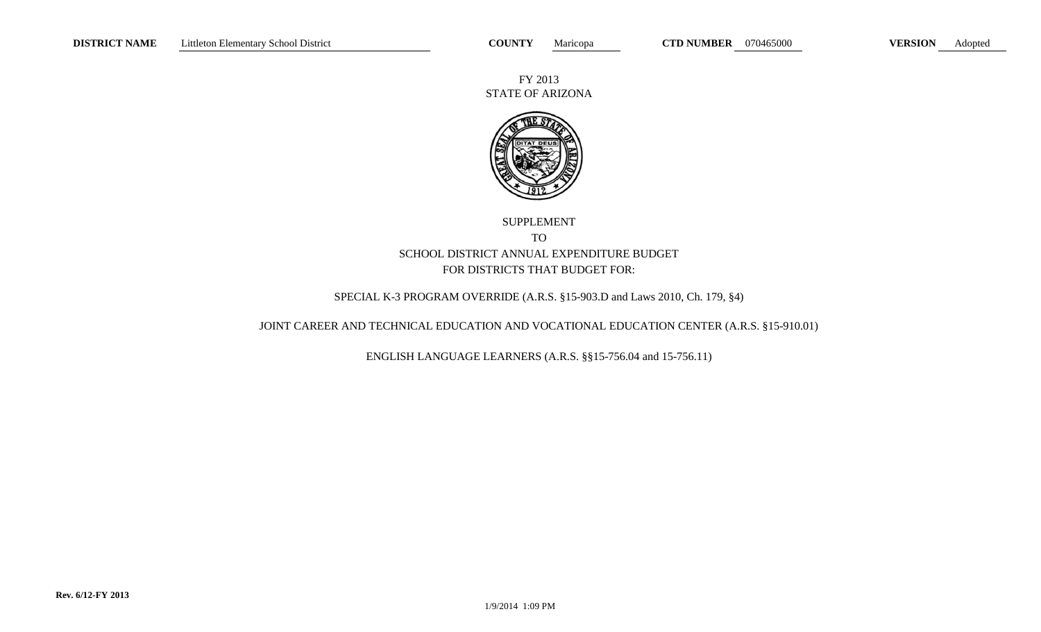**DISTRICT NAME** Littleton Elementary School District **COUNTY** Maricopa **CTD NUMBER** 070465000 **VERSION** Adopted

FY 2013
STATE OF ARIZONA

SUPPLEMENT
TO
SCHOOL DISTRICT ANNUAL EXPENDITURE BUDGET
FOR DISTRICTS THAT BUDGET FOR:

SPECIAL K-3 PROGRAM OVERRIDE (A.R.S. §15-903.D and Laws 2010, Ch. 179, §4)

JOINT CAREER AND TECHNICAL EDUCATION AND VOCATIONAL EDUCATION CENTER (A.R.S. §15-910.01)

ENGLISH LANGUAGE LEARNERS (A.R.S. §§15-756.04 and 15-756.11)

**Rev. 6/12-FY 2013**

1/9/2014 1:09 PM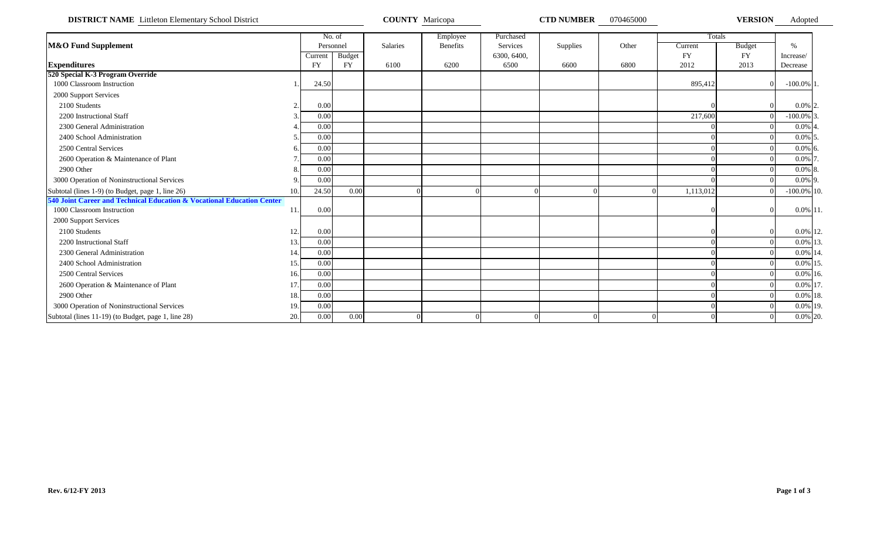**DISTRICT NAME** Littleton Elementary School District **COUNTY** Maricopa **CTD NUMBER** 070465000 **VERSION** Adopted

| M&O Fund Supplement | | No. of Personnel | | Salaries | Employee Benefits | Purchased Services | Supplies | Other | Totals | | % |
|---|---|---|---|---|---|---|---|---|---|---|---|
| **Expenditures** | | Current FY | Budget FY | 6100 | 6200 | 6300, 6400, 6500 | 6600 | 6800 | Current FY 2012 | Budget FY 2013 | Increase/ Decrease |
| **520 Special K-3 Program Override** | | | | | | | | | | | |
| 1000 Classroom Instruction | 1. | 24.50 | | | | | | | 895,412 | 0 | -100.0% 1. |
| 2000 Support Services | | | | | | | | | | | |
| 2100 Students | 2. | 0.00 | | | | | | | 0 | 0 | 0.0% 2. |
| 2200 Instructional Staff | 3. | 0.00 | | | | | | | 217,600 | 0 | -100.0% 3. |
| 2300 General Administration | 4. | 0.00 | | | | | | | 0 | 0 | 0.0% 4. |
| 2400 School Administration | 5. | 0.00 | | | | | | | 0 | 0 | 0.0% 5. |
| 2500 Central Services | 6. | 0.00 | | | | | | | 0 | 0 | 0.0% 6. |
| 2600 Operation & Maintenance of Plant | 7. | 0.00 | | | | | | | 0 | 0 | 0.0% 7. |
| 2900 Other | 8. | 0.00 | | | | | | | 0 | 0 | 0.0% 8. |
| 3000 Operation of Noninstructional Services | 9. | 0.00 | | | | | | | 0 | 0 | 0.0% 9. |
| Subtotal (lines 1-9) (to Budget, page 1, line 26) | 10. | 24.50 | 0.00 | 0 | 0 | 0 | 0 | 0 | 1,113,012 | 0 | -100.0% 10. |
| **540 Joint Career and Technical Education & Vocational Education Center** | | | | | | | | | | | |
| 1000 Classroom Instruction | 11. | 0.00 | | | | | | | 0 | 0 | 0.0% 11. |
| 2000 Support Services | | | | | | | | | | | |
| 2100 Students | 12. | 0.00 | | | | | | | 0 | 0 | 0.0% 12. |
| 2200 Instructional Staff | 13. | 0.00 | | | | | | | 0 | 0 | 0.0% 13. |
| 2300 General Administration | 14. | 0.00 | | | | | | | 0 | 0 | 0.0% 14. |
| 2400 School Administration | 15. | 0.00 | | | | | | | 0 | 0 | 0.0% 15. |
| 2500 Central Services | 16. | 0.00 | | | | | | | 0 | 0 | 0.0% 16. |
| 2600 Operation & Maintenance of Plant | 17. | 0.00 | | | | | | | 0 | 0 | 0.0% 17. |
| 2900 Other | 18. | 0.00 | | | | | | | 0 | 0 | 0.0% 18. |
| 3000 Operation of Noninstructional Services | 19. | 0.00 | | | | | | | 0 | 0 | 0.0% 19. |
| Subtotal (lines 11-19) (to Budget, page 1, line 28) | 20. | 0.00 | 0.00 | 0 | 0 | 0 | 0 | 0 | 0 | 0 | 0.0% 20. |

**Rev. 6/12-FY 2013**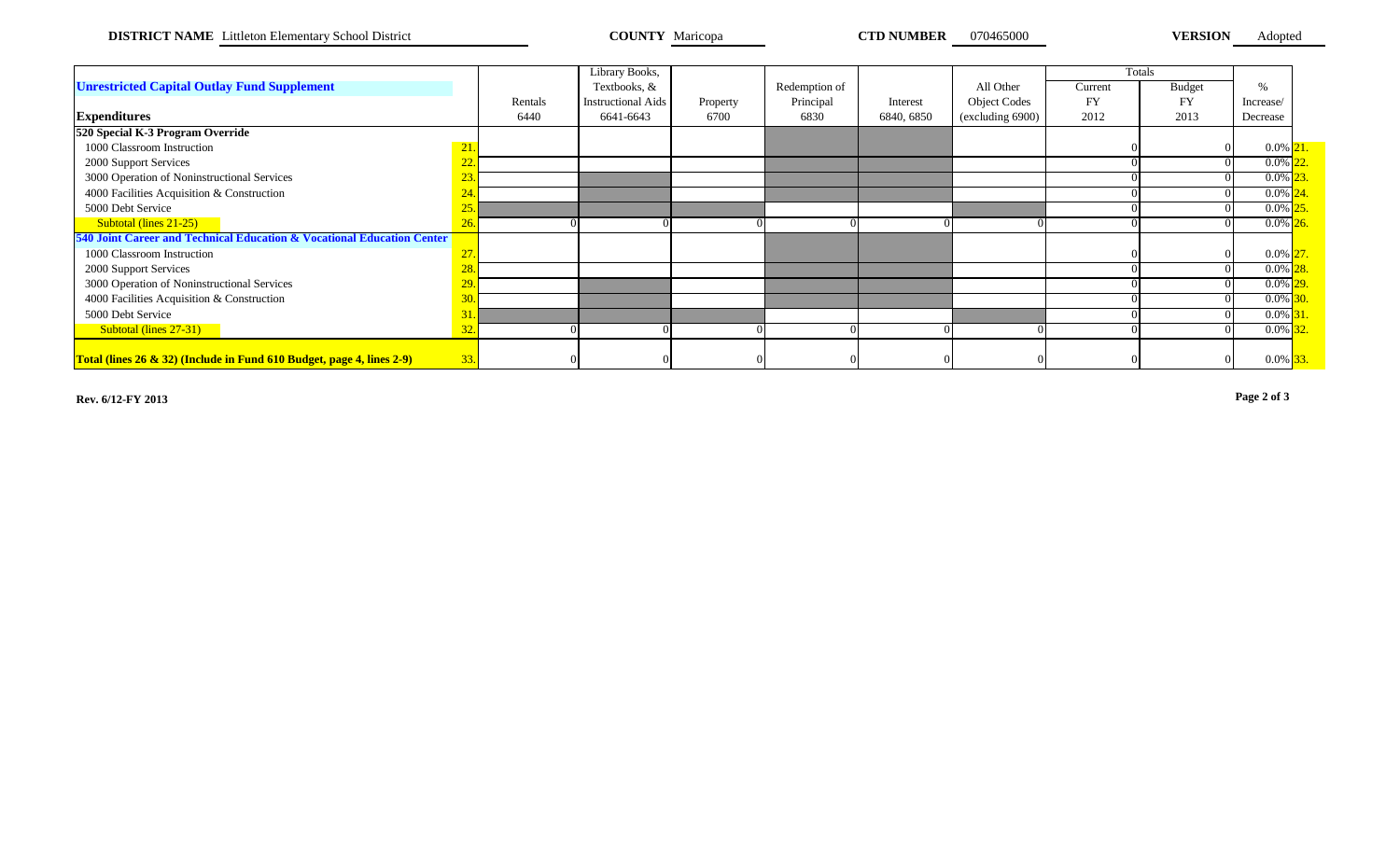**DISTRICT NAME** Littleton Elementary School District **COUNTY** Maricopa **CTD NUMBER** 070465000 **VERSION** Adopted

| **Unrestricted Capital Outlay Fund Supplement** | | | Library Books, | | | | | Totals | | |
|---|---|---|---|---|---|---|---|---|---|---|
| | | Rentals | Textbooks, & Instructional Aids | Property | Redemption of Principal | Interest | All Other Object Codes | Current FY | Budget FY | % Increase/ |
| **Expenditures** | | 6440 | 6641-6643 | 6700 | 6830 | 6840, 6850 | (excluding 6900) | 2012 | 2013 | Decrease |
| **520 Special K-3 Program Override** | | | | | | | | | | |
| 1000 Classroom Instruction | 21. | | | | | | | 0 | 0 | 0.0% 21. |
| 2000 Support Services | 22. | | | | | | | 0 | 0 | 0.0% 22. |
| 3000 Operation of Noninstructional Services | 23. | | | | | | | 0 | 0 | 0.0% 23. |
| 4000 Facilities Acquisition & Construction | 24. | | | | | | | 0 | 0 | 0.0% 24. |
| 5000 Debt Service | 25. | | | | | | | 0 | 0 | 0.0% 25. |
| Subtotal (lines 21-25) | 26. | 0 | 0 | 0 | 0 | 0 | 0 | 0 | 0 | 0.0% 26. |
| **540 Joint Career and Technical Education & Vocational Education Center** | | | | | | | | | | |
| 1000 Classroom Instruction | 27. | | | | | | | 0 | 0 | 0.0% 27. |
| 2000 Support Services | 28. | | | | | | | 0 | 0 | 0.0% 28. |
| 3000 Operation of Noninstructional Services | 29. | | | | | | | 0 | 0 | 0.0% 29. |
| 4000 Facilities Acquisition & Construction | 30. | | | | | | | 0 | 0 | 0.0% 30. |
| 5000 Debt Service | 31. | | | | | | | 0 | 0 | 0.0% 31. |
| Subtotal (lines 27-31) | 32. | 0 | 0 | 0 | 0 | 0 | 0 | 0 | 0 | 0.0% 32. |
| **Total (lines 26 & 32) (Include in Fund 610 Budget, page 4, lines 2-9)** | 33. | 0 | 0 | 0 | 0 | 0 | 0 | 0 | 0 | 0.0% 33. |

**Rev. 6/12-FY 2013**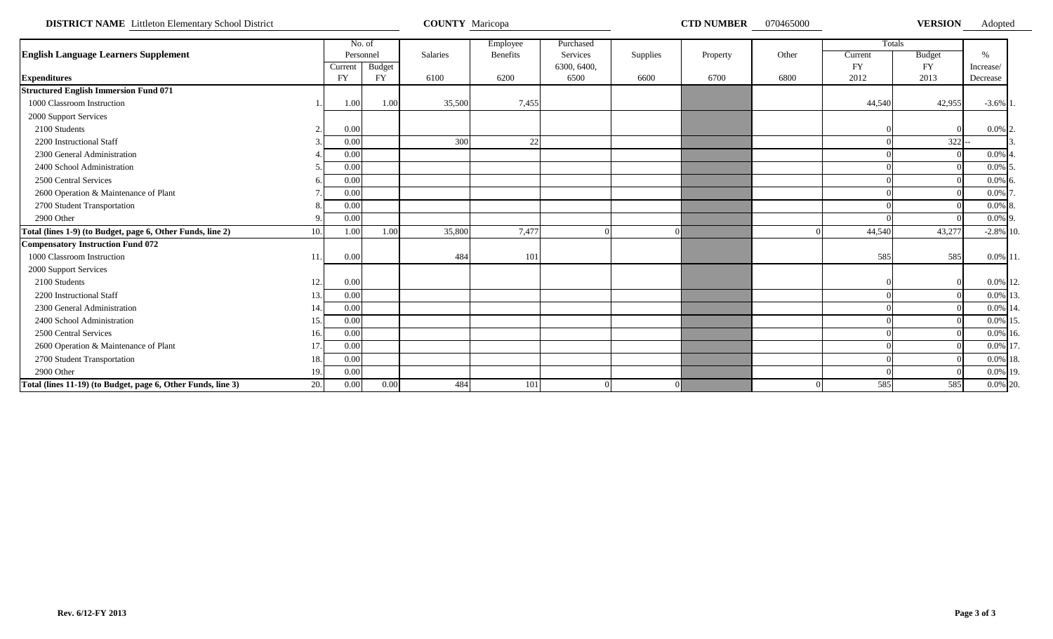**DISTRICT NAME** Littleton Elementary School District **COUNTY** Maricopa **CTD NUMBER** 070465000 **VERSION** Adopted

| English Language Learners Supplement | | No. of Personnel | | Salaries | Employee Benefits | Purchased Services | Supplies | Property | Other | Totals | | % |
|---|---|---|---|---|---|---|---|---|---|---|---|---|
| | | Current | Budget | | | 6300, 6400, | | | | Current | Budget | Increase/ |
| **Expenditures** | | FY | FY | 6100 | 6200 | 6500 | 6600 | 6700 | 6800 | FY 2012 | FY 2013 | Decrease |
| **Structured English Immersion Fund 071** | | | | | | | | | | | | |
| 1000 Classroom Instruction | 1. | 1.00 | 1.00 | 35,500 | 7,455 | | | | | 44,540 | 42,955 | -3.6% 1. |
| 2000 Support Services | | | | | | | | | | | | |
| 2100 Students | 2. | 0.00 | | | | | | | | 0 | 0 | 0.0% 2. |
| 2200 Instructional Staff | 3. | 0.00 | | 300 | 22 | | | | | 0 | 322 | -- 3. |
| 2300 General Administration | 4. | 0.00 | | | | | | | | 0 | 0 | 0.0% 4. |
| 2400 School Administration | 5. | 0.00 | | | | | | | | 0 | 0 | 0.0% 5. |
| 2500 Central Services | 6. | 0.00 | | | | | | | | 0 | 0 | 0.0% 6. |
| 2600 Operation & Maintenance of Plant | 7. | 0.00 | | | | | | | | 0 | 0 | 0.0% 7. |
| 2700 Student Transportation | 8. | 0.00 | | | | | | | | 0 | 0 | 0.0% 8. |
| 2900 Other | 9. | 0.00 | | | | | | | | 0 | 0 | 0.0% 9. |
| **Total (lines 1-9) (to Budget, page 6, Other Funds, line 2)** | 10. | 1.00 | 1.00 | 35,800 | 7,477 | 0 | 0 | | 0 | 44,540 | 43,277 | -2.8% 10. |
| **Compensatory Instruction Fund 072** | | | | | | | | | | | | |
| 1000 Classroom Instruction | 11. | 0.00 | | 484 | 101 | | | | | 585 | 585 | 0.0% 11. |
| 2000 Support Services | | | | | | | | | | | | |
| 2100 Students | 12. | 0.00 | | | | | | | | 0 | 0 | 0.0% 12. |
| 2200 Instructional Staff | 13. | 0.00 | | | | | | | | 0 | 0 | 0.0% 13. |
| 2300 General Administration | 14. | 0.00 | | | | | | | | 0 | 0 | 0.0% 14. |
| 2400 School Administration | 15. | 0.00 | | | | | | | | 0 | 0 | 0.0% 15. |
| 2500 Central Services | 16. | 0.00 | | | | | | | | 0 | 0 | 0.0% 16. |
| 2600 Operation & Maintenance of Plant | 17. | 0.00 | | | | | | | | 0 | 0 | 0.0% 17. |
| 2700 Student Transportation | 18. | 0.00 | | | | | | | | 0 | 0 | 0.0% 18. |
| 2900 Other | 19. | 0.00 | | | | | | | | 0 | 0 | 0.0% 19. |
| **Total (lines 11-19) (to Budget, page 6, Other Funds, line 3)** | 20. | 0.00 | 0.00 | 484 | 101 | 0 | 0 | | 0 | 585 | 585 | 0.0% 20. |

**Rev. 6/12-FY 2013**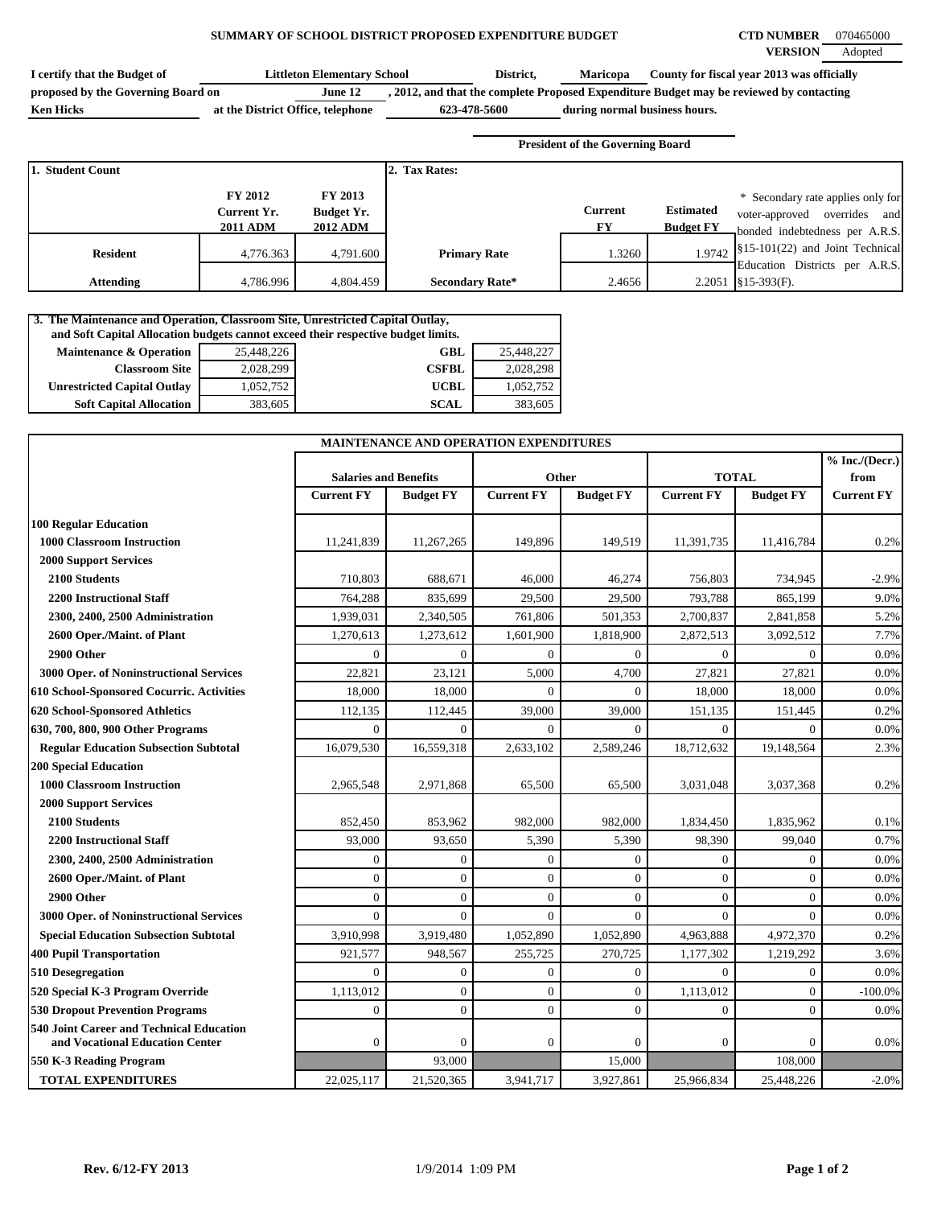# SUMMARY OF SCHOOL DISTRICT PROPOSED EXPENDITURE BUDGET

**CTD NUMBER** 070465000
**VERSION** Adopted

I certify that the Budget of **Littleton Elementary School** District, **Maricopa** County for fiscal year 2013 was officially proposed by the Governing Board on **June 12**, 2012, and that the complete Proposed Expenditure Budget may be reviewed by contacting **Ken Hicks** at the District Office, telephone **623-478-5600** during normal business hours.

President of the Governing Board

| 1. Student Count | FY 2012 Current Yr. 2011 ADM | FY 2013 Budget Yr. 2012 ADM | 2. Tax Rates: | Current FY | Estimated Budget FY |
|---|---|---|---|---|---|
| Resident | 4,776.363 | 4,791.600 | Primary Rate | 1.3260 | 1.9742 |
| Attending | 4,786.996 | 4,804.459 | Secondary Rate* | 2.4656 | 2.2051 |

\* Secondary rate applies only for voter-approved overrides and bonded indebtedness per A.R.S. §15-101(22) and Joint Technical Education Districts per A.R.S. §15-393(F).

**3. The Maintenance and Operation, Classroom Site, Unrestricted Capital Outlay, and Soft Capital Allocation budgets cannot exceed their respective budget limits.**

| | | | |
|---|---|---|---|
| Maintenance & Operation | 25,448,226 | GBL | 25,448,227 |
| Classroom Site | 2,028,299 | CSFBL | 2,028,298 |
| Unrestricted Capital Outlay | 1,052,752 | UCBL | 1,052,752 |
| Soft Capital Allocation | 383,605 | SCAL | 383,605 |

## MAINTENANCE AND OPERATION EXPENDITURES

| | Salaries and Benefits | | Other | | TOTAL | | % Inc./(Decr.) from |
|---|---|---|---|---|---|---|---|
| | Current FY | Budget FY | Current FY | Budget FY | Current FY | Budget FY | Current FY |
| **100 Regular Education** | | | | | | | |
| 1000 Classroom Instruction | 11,241,839 | 11,267,265 | 149,896 | 149,519 | 11,391,735 | 11,416,784 | 0.2% |
| 2000 Support Services | | | | | | | |
| 2100 Students | 710,803 | 688,671 | 46,000 | 46,274 | 756,803 | 734,945 | -2.9% |
| 2200 Instructional Staff | 764,288 | 835,699 | 29,500 | 29,500 | 793,788 | 865,199 | 9.0% |
| 2300, 2400, 2500 Administration | 1,939,031 | 2,340,505 | 761,806 | 501,353 | 2,700,837 | 2,841,858 | 5.2% |
| 2600 Oper./Maint. of Plant | 1,270,613 | 1,273,612 | 1,601,900 | 1,818,900 | 2,872,513 | 3,092,512 | 7.7% |
| 2900 Other | 0 | 0 | 0 | 0 | 0 | 0 | 0.0% |
| 3000 Oper. of Noninstructional Services | 22,821 | 23,121 | 5,000 | 4,700 | 27,821 | 27,821 | 0.0% |
| 610 School-Sponsored Cocurric. Activities | 18,000 | 18,000 | 0 | 0 | 18,000 | 18,000 | 0.0% |
| 620 School-Sponsored Athletics | 112,135 | 112,445 | 39,000 | 39,000 | 151,135 | 151,445 | 0.2% |
| 630, 700, 800, 900 Other Programs | 0 | 0 | 0 | 0 | 0 | 0 | 0.0% |
| **Regular Education Subsection Subtotal** | 16,079,530 | 16,559,318 | 2,633,102 | 2,589,246 | 18,712,632 | 19,148,564 | 2.3% |
| **200 Special Education** | | | | | | | |
| 1000 Classroom Instruction | 2,965,548 | 2,971,868 | 65,500 | 65,500 | 3,031,048 | 3,037,368 | 0.2% |
| 2000 Support Services | | | | | | | |
| 2100 Students | 852,450 | 853,962 | 982,000 | 982,000 | 1,834,450 | 1,835,962 | 0.1% |
| 2200 Instructional Staff | 93,000 | 93,650 | 5,390 | 5,390 | 98,390 | 99,040 | 0.7% |
| 2300, 2400, 2500 Administration | 0 | 0 | 0 | 0 | 0 | 0 | 0.0% |
| 2600 Oper./Maint. of Plant | 0 | 0 | 0 | 0 | 0 | 0 | 0.0% |
| 2900 Other | 0 | 0 | 0 | 0 | 0 | 0 | 0.0% |
| 3000 Oper. of Noninstructional Services | 0 | 0 | 0 | 0 | 0 | 0 | 0.0% |
| **Special Education Subsection Subtotal** | 3,910,998 | 3,919,480 | 1,052,890 | 1,052,890 | 4,963,888 | 4,972,370 | 0.2% |
| **400 Pupil Transportation** | 921,577 | 948,567 | 255,725 | 270,725 | 1,177,302 | 1,219,292 | 3.6% |
| **510 Desegregation** | 0 | 0 | 0 | 0 | 0 | 0 | 0.0% |
| **520 Special K-3 Program Override** | 1,113,012 | 0 | 0 | 0 | 1,113,012 | 0 | -100.0% |
| **530 Dropout Prevention Programs** | 0 | 0 | 0 | 0 | 0 | 0 | 0.0% |
| **540 Joint Career and Technical Education and Vocational Education Center** | 0 | 0 | 0 | 0 | 0 | 0 | 0.0% |
| **550 K-3 Reading Program** | | 93,000 | | 15,000 | | 108,000 | |
| **TOTAL EXPENDITURES** | 22,025,117 | 21,520,365 | 3,941,717 | 3,927,861 | 25,966,834 | 25,448,226 | -2.0% |

Rev. 6/12-FY 2013 1/9/2014 1:09 PM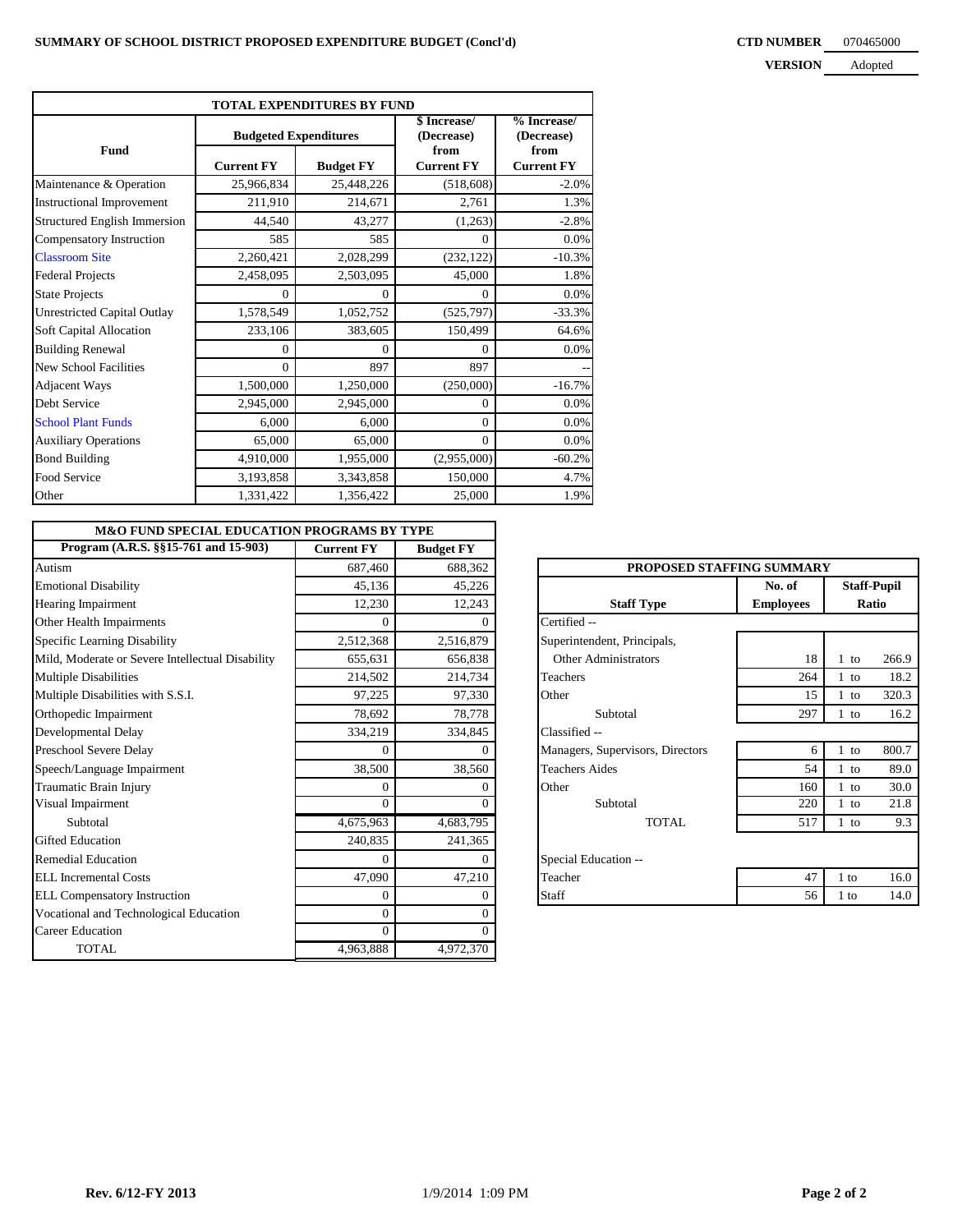**SUMMARY OF SCHOOL DISTRICT PROPOSED EXPENDITURE BUDGET (Concl'd)**

**CTD NUMBER** 070465000

**VERSION** Adopted

| TOTAL EXPENDITURES BY FUND | | | | |
|---|---|---|---|---|
| Fund | Budgeted Expenditures | | $ Increase/ (Decrease) from | % Increase/ (Decrease) from |
| | Current FY | Budget FY | Current FY | Current FY |
| Maintenance & Operation | 25,966,834 | 25,448,226 | (518,608) | -2.0% |
| Instructional Improvement | 211,910 | 214,671 | 2,761 | 1.3% |
| Structured English Immersion | 44,540 | 43,277 | (1,263) | -2.8% |
| Compensatory Instruction | 585 | 585 | 0 | 0.0% |
| Classroom Site | 2,260,421 | 2,028,299 | (232,122) | -10.3% |
| Federal Projects | 2,458,095 | 2,503,095 | 45,000 | 1.8% |
| State Projects | 0 | 0 | 0 | 0.0% |
| Unrestricted Capital Outlay | 1,578,549 | 1,052,752 | (525,797) | -33.3% |
| Soft Capital Allocation | 233,106 | 383,605 | 150,499 | 64.6% |
| Building Renewal | 0 | 0 | 0 | 0.0% |
| New School Facilities | 0 | 897 | 897 | -- |
| Adjacent Ways | 1,500,000 | 1,250,000 | (250,000) | -16.7% |
| Debt Service | 2,945,000 | 2,945,000 | 0 | 0.0% |
| School Plant Funds | 6,000 | 6,000 | 0 | 0.0% |
| Auxiliary Operations | 65,000 | 65,000 | 0 | 0.0% |
| Bond Building | 4,910,000 | 1,955,000 | (2,955,000) | -60.2% |
| Food Service | 3,193,858 | 3,343,858 | 150,000 | 4.7% |
| Other | 1,331,422 | 1,356,422 | 25,000 | 1.9% |

| M&O FUND SPECIAL EDUCATION PROGRAMS BY TYPE | | |
|---|---|---|
| Program (A.R.S. §§15-761 and 15-903) | Current FY | Budget FY |
| Autism | 687,460 | 688,362 |
| Emotional Disability | 45,136 | 45,226 |
| Hearing Impairment | 12,230 | 12,243 |
| Other Health Impairments | 0 | 0 |
| Specific Learning Disability | 2,512,368 | 2,516,879 |
| Mild, Moderate or Severe Intellectual Disability | 655,631 | 656,838 |
| Multiple Disabilities | 214,502 | 214,734 |
| Multiple Disabilities with S.S.I. | 97,225 | 97,330 |
| Orthopedic Impairment | 78,692 | 78,778 |
| Developmental Delay | 334,219 | 334,845 |
| Preschool Severe Delay | 0 | 0 |
| Speech/Language Impairment | 38,500 | 38,560 |
| Traumatic Brain Injury | 0 | 0 |
| Visual Impairment | 0 | 0 |
| Subtotal | 4,675,963 | 4,683,795 |
| Gifted Education | 240,835 | 241,365 |
| Remedial Education | 0 | 0 |
| ELL Incremental Costs | 47,090 | 47,210 |
| ELL Compensatory Instruction | 0 | 0 |
| Vocational and Technological Education | 0 | 0 |
| Career Education | 0 | 0 |
| TOTAL | 4,963,888 | 4,972,370 |

| PROPOSED STAFFING SUMMARY | | |
|---|---|---|
| Staff Type | No. of Employees | Staff-Pupil Ratio |
| Certified -- | | |
| Superintendent, Principals, Other Administrators | 18 | 1 to 266.9 |
| Teachers | 264 | 1 to 18.2 |
| Other | 15 | 1 to 320.3 |
| Subtotal | 297 | 1 to 16.2 |
| Classified -- | | |
| Managers, Supervisors, Directors | 6 | 1 to 800.7 |
| Teachers Aides | 54 | 1 to 89.0 |
| Other | 160 | 1 to 30.0 |
| Subtotal | 220 | 1 to 21.8 |
| TOTAL | 517 | 1 to 9.3 |
| Special Education -- | | |
| Teacher | 47 | 1 to 16.0 |
| Staff | 56 | 1 to 14.0 |

Rev. 6/12-FY 2013 1/9/2014 1:09 PM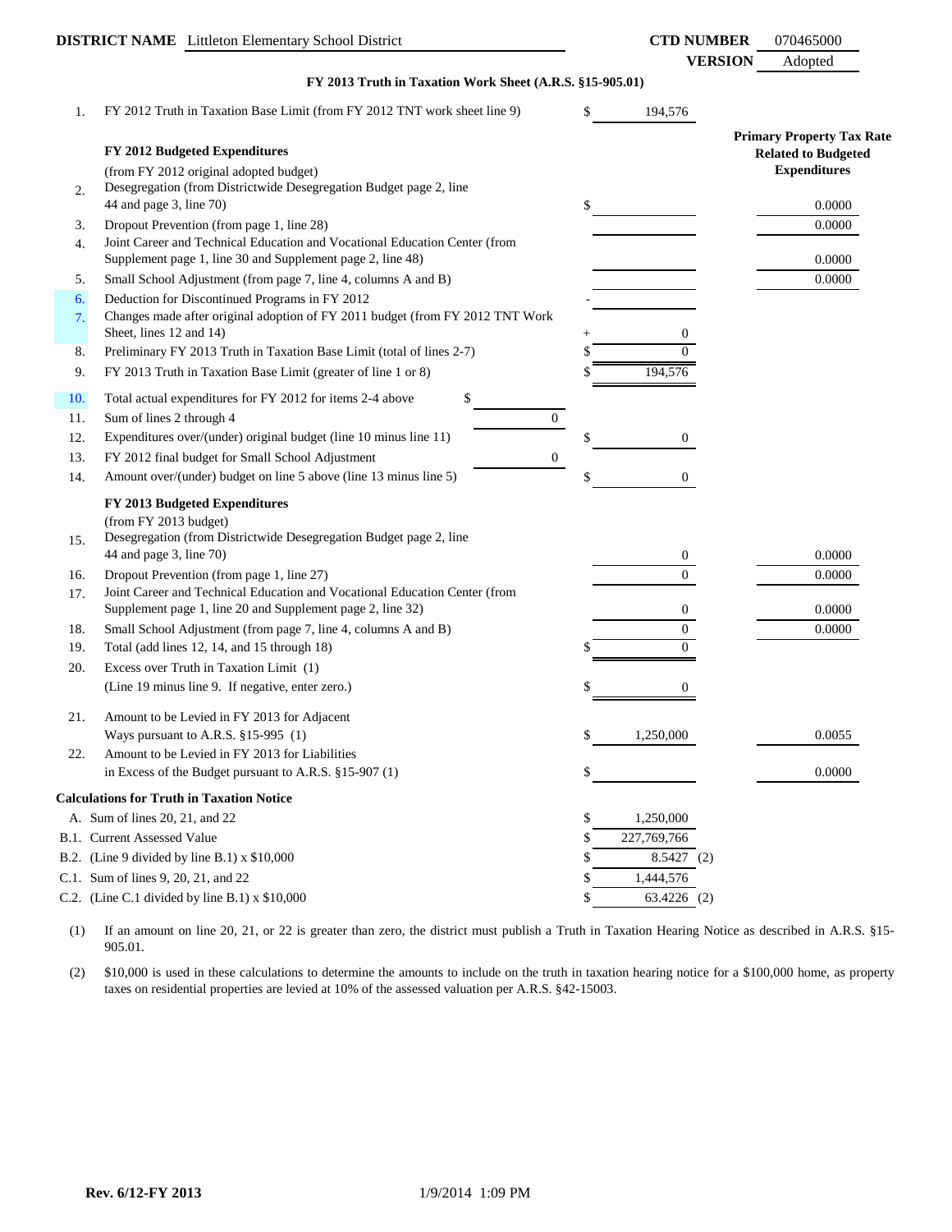**DISTRICT NAME** Littleton Elementary School District

**CTD NUMBER** 070465000

**VERSION** Adopted

### FY 2013 Truth in Taxation Work Sheet (A.R.S. §15-905.01)

| Line | Description | | Amount | Primary Property Tax Rate Related to Budgeted Expenditures |
|---|---|---|---|---|
| 1. | FY 2012 Truth in Taxation Base Limit (from FY 2012 TNT work sheet line 9) | | $ 194,576 | |
| | **FY 2012 Budgeted Expenditures** (from FY 2012 original adopted budget) | | | |
| 2. | Desegregation (from Districtwide Desegregation Budget page 2, line 44 and page 3, line 70) | | $ | 0.0000 |
| 3. | Dropout Prevention (from page 1, line 28) | | | 0.0000 |
| 4. | Joint Career and Technical Education and Vocational Education Center (from Supplement page 1, line 30 and Supplement page 2, line 48) | | | 0.0000 |
| 5. | Small School Adjustment (from page 7, line 4, columns A and B) | | | 0.0000 |
| 6. | Deduction for Discontinued Programs in FY 2012 | | - | |
| 7. | Changes made after original adoption of FY 2011 budget (from FY 2012 TNT Work Sheet, lines 12 and 14) | | + 0 | |
| 8. | Preliminary FY 2013 Truth in Taxation Base Limit (total of lines 2-7) | | $ 0 | |
| 9. | FY 2013 Truth in Taxation Base Limit (greater of line 1 or 8) | | $ 194,576 | |
| 10. | Total actual expenditures for FY 2012 for items 2-4 above | $ | | |
| 11. | Sum of lines 2 through 4 | 0 | | |
| 12. | Expenditures over/(under) original budget (line 10 minus line 11) | | $ 0 | |
| 13. | FY 2012 final budget for Small School Adjustment | 0 | | |
| 14. | Amount over/(under) budget on line 5 above (line 13 minus line 5) | | $ 0 | |
| | **FY 2013 Budgeted Expenditures** (from FY 2013 budget) | | | |
| 15. | Desegregation (from Districtwide Desegregation Budget page 2, line 44 and page 3, line 70) | | 0 | 0.0000 |
| 16. | Dropout Prevention (from page 1, line 27) | | 0 | 0.0000 |
| 17. | Joint Career and Technical Education and Vocational Education Center (from Supplement page 1, line 20 and Supplement page 2, line 32) | | 0 | 0.0000 |
| 18. | Small School Adjustment (from page 7, line 4, columns A and B) | | 0 | 0.0000 |
| 19. | Total (add lines 12, 14, and 15 through 18) | | $ 0 | |
| 20. | Excess over Truth in Taxation Limit (1) (Line 19 minus line 9. If negative, enter zero.) | | $ 0 | |
| 21. | Amount to be Levied in FY 2013 for Adjacent Ways pursuant to A.R.S. §15-995 (1) | | $ 1,250,000 | 0.0055 |
| 22. | Amount to be Levied in FY 2013 for Liabilities in Excess of the Budget pursuant to A.R.S. §15-907 (1) | | $ | 0.0000 |

**Calculations for Truth in Taxation Notice**

| | Description | Amount |
|---|---|---|
| A. | Sum of lines 20, 21, and 22 | $ 1,250,000 |
| B.1. | Current Assessed Value | $ 227,769,766 |
| B.2. | (Line 9 divided by line B.1) x $10,000 | $ 8.5427 (2) |
| C.1. | Sum of lines 9, 20, 21, and 22 | $ 1,444,576 |
| C.2. | (Line C.1 divided by line B.1) x $10,000 | $ 63.4226 (2) |

(1) If an amount on line 20, 21, or 22 is greater than zero, the district must publish a Truth in Taxation Hearing Notice as described in A.R.S. §15-905.01.

(2) $10,000 is used in these calculations to determine the amounts to include on the truth in taxation hearing notice for a $100,000 home, as property taxes on residential properties are levied at 10% of the assessed valuation per A.R.S. §42-15003.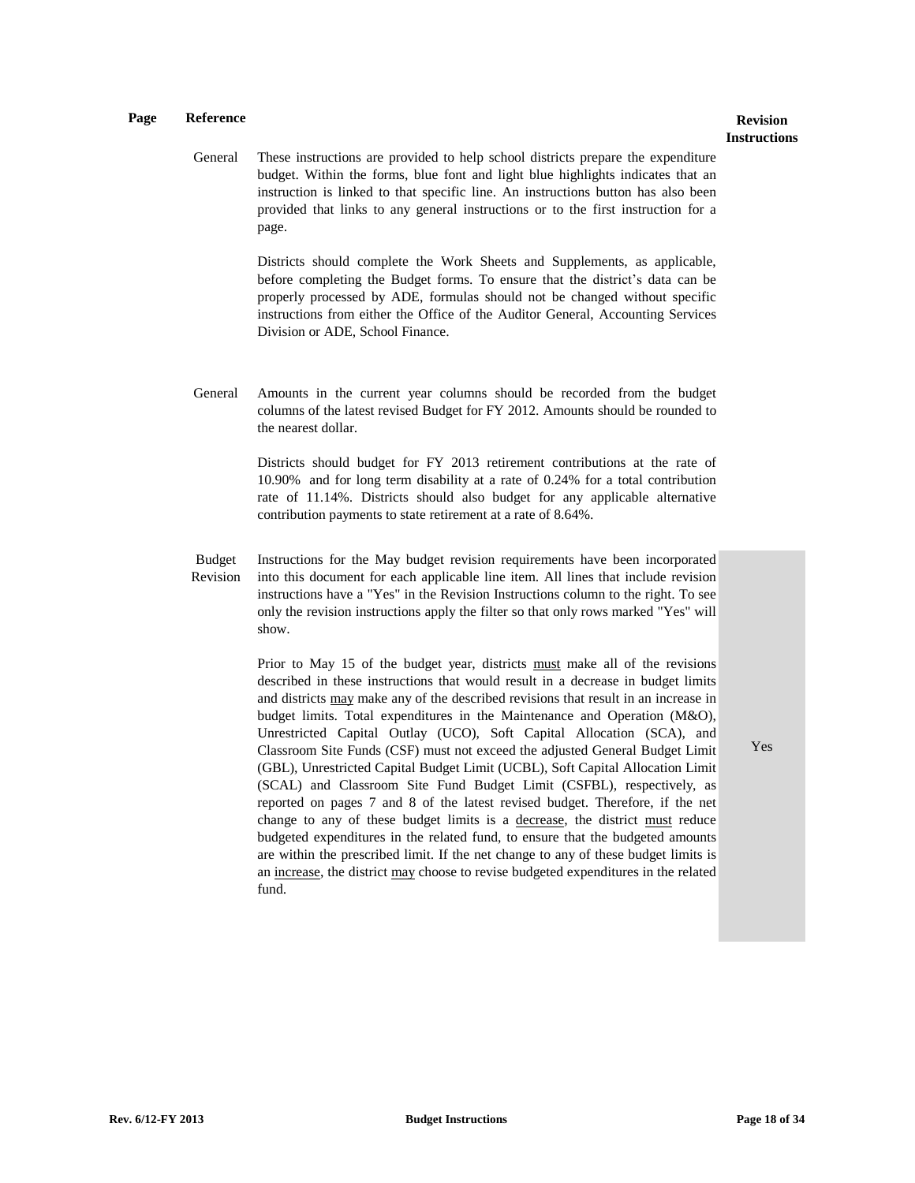| Page | Reference | | Revision Instructions |
|---|---|---|---|
| | General | These instructions are provided to help school districts prepare the expenditure budget. Within the forms, blue font and light blue highlights indicates that an instruction is linked to that specific line. An instructions button has also been provided that links to any general instructions or to the first instruction for a page.<br><br>Districts should complete the Work Sheets and Supplements, as applicable, before completing the Budget forms. To ensure that the district's data can be properly processed by ADE, formulas should not be changed without specific instructions from either the Office of the Auditor General, Accounting Services Division or ADE, School Finance. | |
| | General | Amounts in the current year columns should be recorded from the budget columns of the latest revised Budget for FY 2012. Amounts should be rounded to the nearest dollar.<br><br>Districts should budget for FY 2013 retirement contributions at the rate of 10.90% and for long term disability at a rate of 0.24% for a total contribution rate of 11.14%. Districts should also budget for any applicable alternative contribution payments to state retirement at a rate of 8.64%. | |
| | Budget Revision | Instructions for the May budget revision requirements have been incorporated into this document for each applicable line item. All lines that include revision instructions have a "Yes" in the Revision Instructions column to the right. To see only the revision instructions apply the filter so that only rows marked "Yes" will show.<br><br>Prior to May 15 of the budget year, districts <u>must</u> make all of the revisions described in these instructions that would result in a decrease in budget limits and districts <u>may</u> make any of the described revisions that result in an increase in budget limits. Total expenditures in the Maintenance and Operation (M&O), Unrestricted Capital Outlay (UCO), Soft Capital Allocation (SCA), and Classroom Site Funds (CSF) must not exceed the adjusted General Budget Limit (GBL), Unrestricted Capital Budget Limit (UCBL), Soft Capital Allocation Limit (SCAL) and Classroom Site Fund Budget Limit (CSFBL), respectively, as reported on pages 7 and 8 of the latest revised budget. Therefore, if the net change to any of these budget limits is a <u>decrease</u>, the district <u>must</u> reduce budgeted expenditures in the related fund, to ensure that the budgeted amounts are within the prescribed limit. If the net change to any of these budget limits is an <u>increase</u>, the district <u>may</u> choose to revise budgeted expenditures in the related fund. | Yes |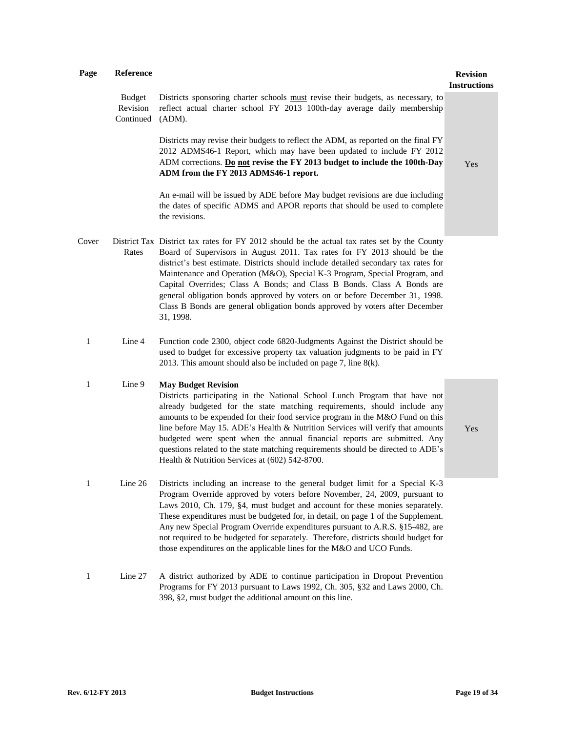| Page | Reference | | Revision Instructions |
|---|---|---|---|
| | Budget Revision Continued | Districts sponsoring charter schools <u>must</u> revise their budgets, as necessary, to reflect actual charter school FY 2013 100th-day average daily membership (ADM).<br><br>Districts may revise their budgets to reflect the ADM, as reported on the final FY 2012 ADMS46-1 Report, which may have been updated to include FY 2012 ADM corrections. **Do <u>not</u> revise the FY 2013 budget to include the 100th-Day ADM from the FY 2013 ADMS46-1 report.**<br><br>An e-mail will be issued by ADE before May budget revisions are due including the dates of specific ADMS and APOR reports that should be used to complete the revisions. | Yes |
| Cover | District Tax Rates | District tax rates for FY 2012 should be the actual tax rates set by the County Board of Supervisors in August 2011. Tax rates for FY 2013 should be the district's best estimate. Districts should include detailed secondary tax rates for Maintenance and Operation (M&O), Special K-3 Program, Special Program, and Capital Overrides; Class A Bonds; and Class B Bonds. Class A Bonds are general obligation bonds approved by voters on or before December 31, 1998. Class B Bonds are general obligation bonds approved by voters after December 31, 1998. | |
| 1 | Line 4 | Function code 2300, object code 6820-Judgments Against the District should be used to budget for excessive property tax valuation judgments to be paid in FY 2013. This amount should also be included on page 7, line 8(k). | |
| 1 | Line 9 | **May Budget Revision**<br>Districts participating in the National School Lunch Program that have not already budgeted for the state matching requirements, should include any amounts to be expended for their food service program in the M&O Fund on this line before May 15. ADE's Health & Nutrition Services will verify that amounts budgeted were spent when the annual financial reports are submitted. Any questions related to the state matching requirements should be directed to ADE's Health & Nutrition Services at (602) 542-8700. | Yes |
| 1 | Line 26 | Districts including an increase to the general budget limit for a Special K-3 Program Override approved by voters before November, 24, 2009, pursuant to Laws 2010, Ch. 179, §4, must budget and account for these monies separately. These expenditures must be budgeted for, in detail, on page 1 of the Supplement. Any new Special Program Override expenditures pursuant to A.R.S. §15-482, are not required to be budgeted for separately. Therefore, districts should budget for those expenditures on the applicable lines for the M&O and UCO Funds. | |
| 1 | Line 27 | A district authorized by ADE to continue participation in Dropout Prevention Programs for FY 2013 pursuant to Laws 1992, Ch. 305, §32 and Laws 2000, Ch. 398, §2, must budget the additional amount on this line. | |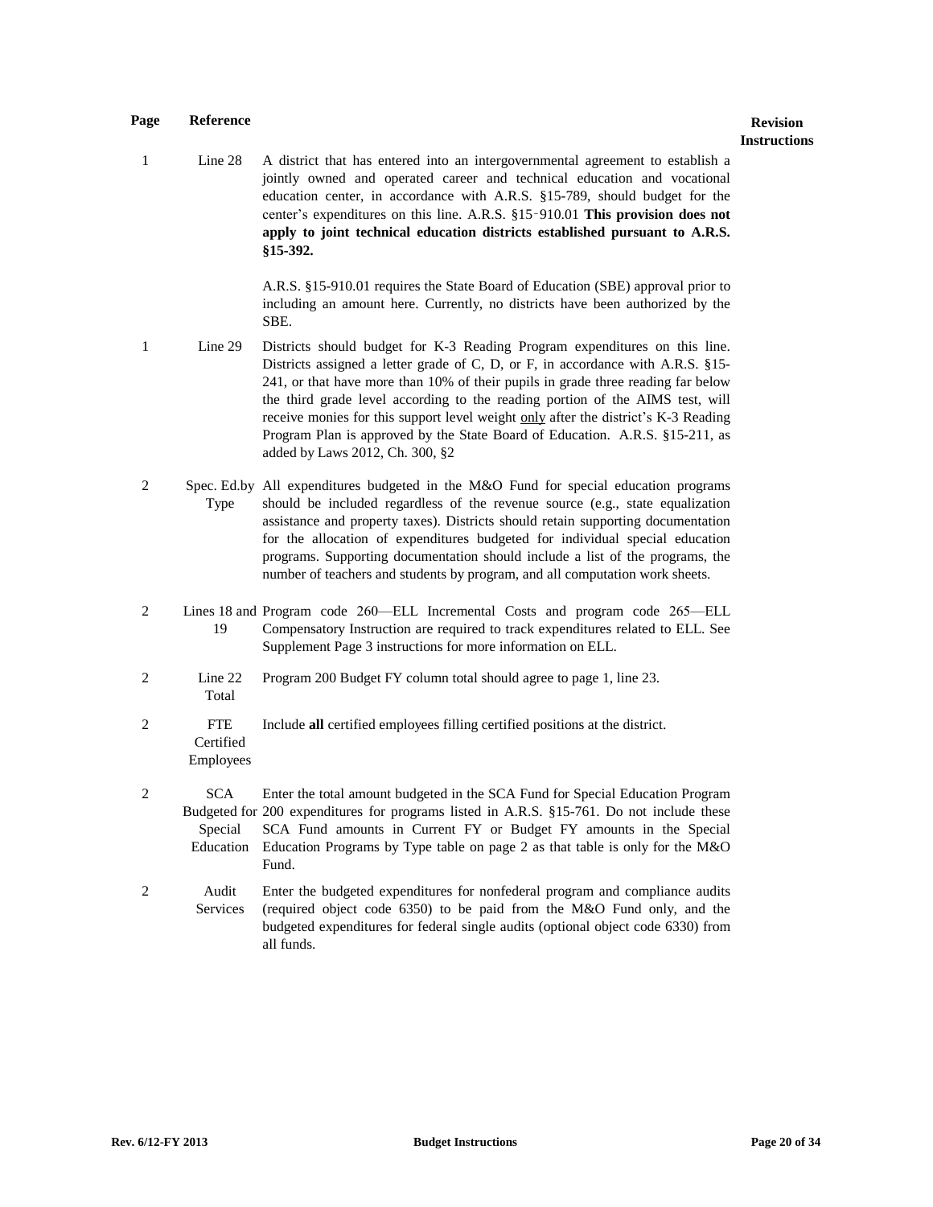| Page | Reference | | Revision Instructions |
|---|---|---|---|
| 1 | Line 28 | A district that has entered into an intergovernmental agreement to establish a jointly owned and operated career and technical education and vocational education center, in accordance with A.R.S. §15-789, should budget for the center's expenditures on this line. A.R.S. §15‑910.01 **This provision does not apply to joint technical education districts established pursuant to A.R.S. §15-392.**<br><br>A.R.S. §15-910.01 requires the State Board of Education (SBE) approval prior to including an amount here. Currently, no districts have been authorized by the SBE. | |
| 1 | Line 29 | Districts should budget for K-3 Reading Program expenditures on this line. Districts assigned a letter grade of C, D, or F, in accordance with A.R.S. §15-241, or that have more than 10% of their pupils in grade three reading far below the third grade level according to the reading portion of the AIMS test, will receive monies for this support level weight only after the district's K-3 Reading Program Plan is approved by the State Board of Education. A.R.S. §15-211, as added by Laws 2012, Ch. 300, §2 | |
| 2 | Spec. Ed.by Type | All expenditures budgeted in the M&O Fund for special education programs should be included regardless of the revenue source (e.g., state equalization assistance and property taxes). Districts should retain supporting documentation for the allocation of expenditures budgeted for individual special education programs. Supporting documentation should include a list of the programs, the number of teachers and students by program, and all computation work sheets. | |
| 2 | Lines 18 and 19 | Program code 260—ELL Incremental Costs and program code 265—ELL Compensatory Instruction are required to track expenditures related to ELL. See Supplement Page 3 instructions for more information on ELL. | |
| 2 | Line 22 Total | Program 200 Budget FY column total should agree to page 1, line 23. | |
| 2 | FTE Certified Employees | Include **all** certified employees filling certified positions at the district. | |
| 2 | SCA Budgeted for Special Education | Enter the total amount budgeted in the SCA Fund for Special Education Program 200 expenditures for programs listed in A.R.S. §15-761. Do not include these SCA Fund amounts in Current FY or Budget FY amounts in the Special Education Programs by Type table on page 2 as that table is only for the M&O Fund. | |
| 2 | Audit Services | Enter the budgeted expenditures for nonfederal program and compliance audits (required object code 6350) to be paid from the M&O Fund only, and the budgeted expenditures for federal single audits (optional object code 6330) from all funds. | |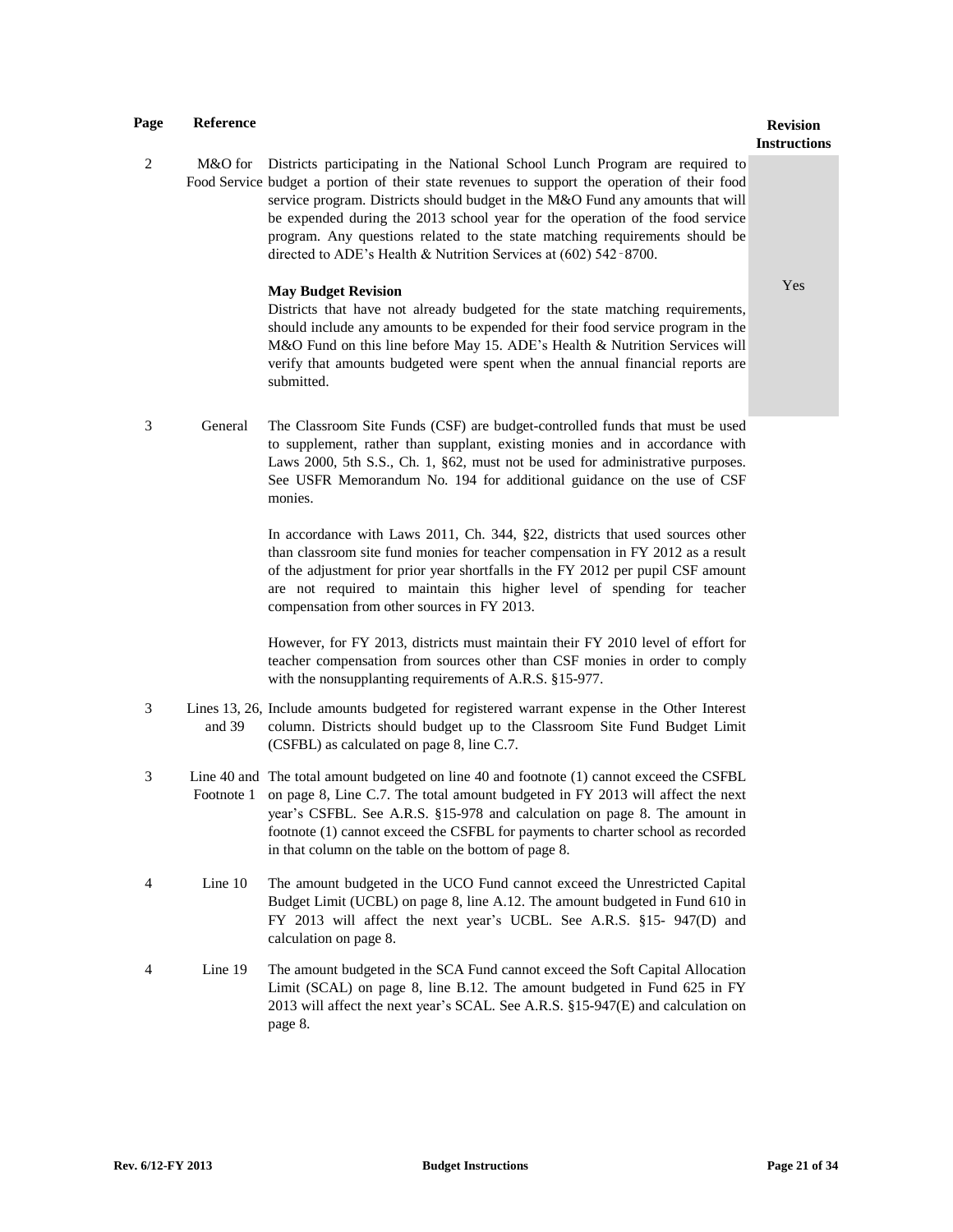| Page | Reference | | Revision Instructions |
|---|---|---|---|
| 2 | M&O for Food Service | Districts participating in the National School Lunch Program are required to budget a portion of their state revenues to support the operation of their food service program. Districts should budget in the M&O Fund any amounts that will be expended during the 2013 school year for the operation of the food service program. Any questions related to the state matching requirements should be directed to ADE's Health & Nutrition Services at (602) 542-8700.<br><br>**May Budget Revision**<br>Districts that have not already budgeted for the state matching requirements, should include any amounts to be expended for their food service program in the M&O Fund on this line before May 15. ADE's Health & Nutrition Services will verify that amounts budgeted were spent when the annual financial reports are submitted. | Yes |
| 3 | General | The Classroom Site Funds (CSF) are budget-controlled funds that must be used to supplement, rather than supplant, existing monies and in accordance with Laws 2000, 5th S.S., Ch. 1, §62, must not be used for administrative purposes. See USFR Memorandum No. 194 for additional guidance on the use of CSF monies.<br><br>In accordance with Laws 2011, Ch. 344, §22, districts that used sources other than classroom site fund monies for teacher compensation in FY 2012 as a result of the adjustment for prior year shortfalls in the FY 2012 per pupil CSF amount are not required to maintain this higher level of spending for teacher compensation from other sources in FY 2013.<br><br>However, for FY 2013, districts must maintain their FY 2010 level of effort for teacher compensation from sources other than CSF monies in order to comply with the nonsupplanting requirements of A.R.S. §15-977. | |
| 3 | Lines 13, 26, and 39 | Include amounts budgeted for registered warrant expense in the Other Interest column. Districts should budget up to the Classroom Site Fund Budget Limit (CSFBL) as calculated on page 8, line C.7. | |
| 3 | Line 40 and Footnote 1 | The total amount budgeted on line 40 and footnote (1) cannot exceed the CSFBL on page 8, Line C.7. The total amount budgeted in FY 2013 will affect the next year's CSFBL. See A.R.S. §15-978 and calculation on page 8. The amount in footnote (1) cannot exceed the CSFBL for payments to charter school as recorded in that column on the table on the bottom of page 8. | |
| 4 | Line 10 | The amount budgeted in the UCO Fund cannot exceed the Unrestricted Capital Budget Limit (UCBL) on page 8, line A.12. The amount budgeted in Fund 610 in FY 2013 will affect the next year's UCBL. See A.R.S. §15- 947(D) and calculation on page 8. | |
| 4 | Line 19 | The amount budgeted in the SCA Fund cannot exceed the Soft Capital Allocation Limit (SCAL) on page 8, line B.12. The amount budgeted in Fund 625 in FY 2013 will affect the next year's SCAL. See A.R.S. §15-947(E) and calculation on page 8. | |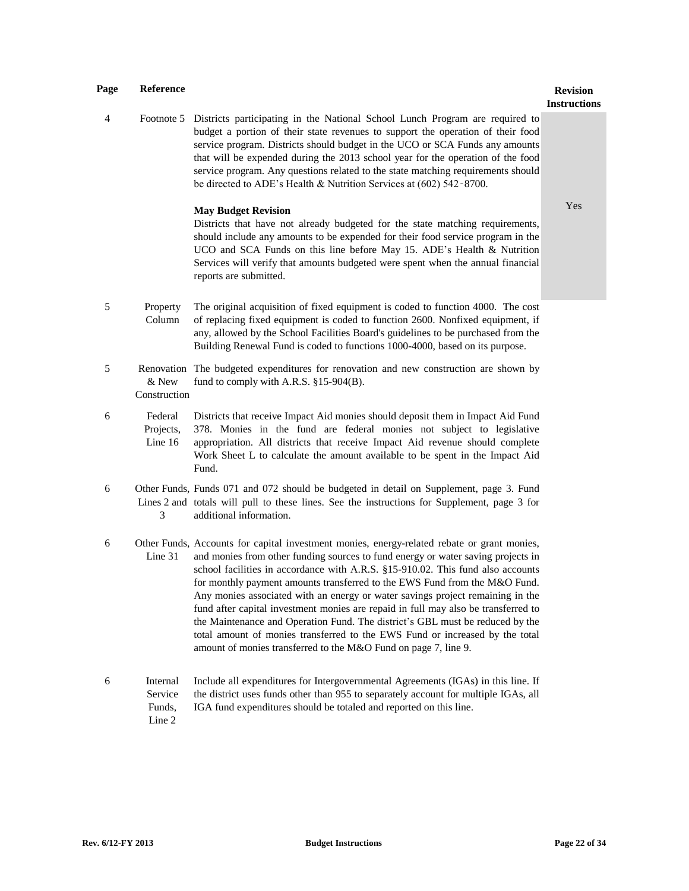| Page | Reference | | Revision Instructions |
|---|---|---|---|
| 4 | Footnote 5 | Districts participating in the National School Lunch Program are required to budget a portion of their state revenues to support the operation of their food service program. Districts should budget in the UCO or SCA Funds any amounts that will be expended during the 2013 school year for the operation of the food service program. Any questions related to the state matching requirements should be directed to ADE's Health & Nutrition Services at (602) 542-8700.<br><br>**May Budget Revision**<br>Districts that have not already budgeted for the state matching requirements, should include any amounts to be expended for their food service program in the UCO and SCA Funds on this line before May 15. ADE's Health & Nutrition Services will verify that amounts budgeted were spent when the annual financial reports are submitted. | Yes |
| 5 | Property Column | The original acquisition of fixed equipment is coded to function 4000. The cost of replacing fixed equipment is coded to function 2600. Nonfixed equipment, if any, allowed by the School Facilities Board's guidelines to be purchased from the Building Renewal Fund is coded to functions 1000-4000, based on its purpose. | |
| 5 | Renovation & New Construction | The budgeted expenditures for renovation and new construction are shown by fund to comply with A.R.S. §15-904(B). | |
| 6 | Federal Projects, Line 16 | Districts that receive Impact Aid monies should deposit them in Impact Aid Fund 378. Monies in the fund are federal monies not subject to legislative appropriation. All districts that receive Impact Aid revenue should complete Work Sheet L to calculate the amount available to be spent in the Impact Aid Fund. | |
| 6 | Other Funds, Lines 2 and 3 | Funds 071 and 072 should be budgeted in detail on Supplement, page 3. Fund totals will pull to these lines. See the instructions for Supplement, page 3 for additional information. | |
| 6 | Other Funds, Line 31 | Accounts for capital investment monies, energy-related rebate or grant monies, and monies from other funding sources to fund energy or water saving projects in school facilities in accordance with A.R.S. §15-910.02. This fund also accounts for monthly payment amounts transferred to the EWS Fund from the M&O Fund. Any monies associated with an energy or water savings project remaining in the fund after capital investment monies are repaid in full may also be transferred to the Maintenance and Operation Fund. The district's GBL must be reduced by the total amount of monies transferred to the EWS Fund or increased by the total amount of monies transferred to the M&O Fund on page 7, line 9. | |
| 6 | Internal Service Funds, Line 2 | Include all expenditures for Intergovernmental Agreements (IGAs) in this line. If the district uses funds other than 955 to separately account for multiple IGAs, all IGA fund expenditures should be totaled and reported on this line. | |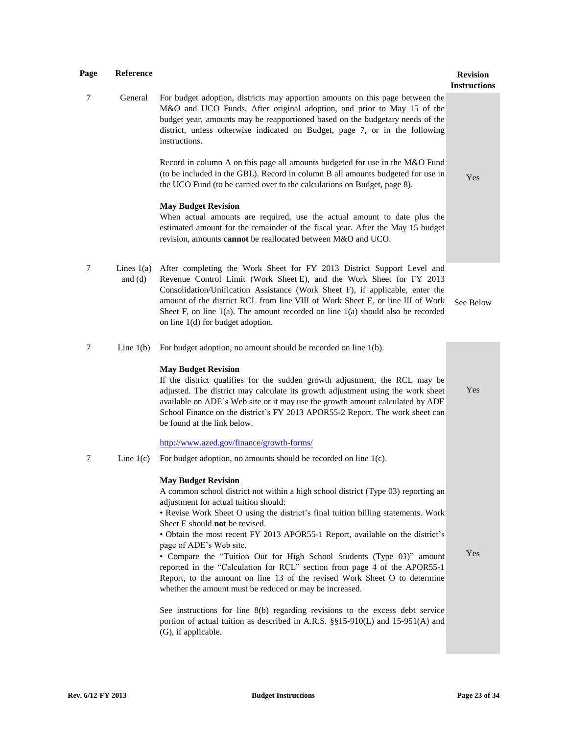| Page | Reference | | Revision Instructions |
|---|---|---|---|
| 7 | General | For budget adoption, districts may apportion amounts on this page between the M&O and UCO Funds. After original adoption, and prior to May 15 of the budget year, amounts may be reapportioned based on the budgetary needs of the district, unless otherwise indicated on Budget, page 7, or in the following instructions.<br><br>Record in column A on this page all amounts budgeted for use in the M&O Fund (to be included in the GBL). Record in column B all amounts budgeted for use in the UCO Fund (to be carried over to the calculations on Budget, page 8).<br><br>**May Budget Revision**<br>When actual amounts are required, use the actual amount to date plus the estimated amount for the remainder of the fiscal year. After the May 15 budget revision, amounts **cannot** be reallocated between M&O and UCO. | Yes |
| 7 | Lines 1(a) and (d) | After completing the Work Sheet for FY 2013 District Support Level and Revenue Control Limit (Work Sheet E), and the Work Sheet for FY 2013 Consolidation/Unification Assistance (Work Sheet F), if applicable, enter the amount of the district RCL from line VIII of Work Sheet E, or line III of Work Sheet F, on line 1(a). The amount recorded on line 1(a) should also be recorded on line 1(d) for budget adoption. | See Below |
| 7 | Line 1(b) | For budget adoption, no amount should be recorded on line 1(b).<br><br>**May Budget Revision**<br>If the district qualifies for the sudden growth adjustment, the RCL may be adjusted. The district may calculate its growth adjustment using the work sheet available on ADE's Web site or it may use the growth amount calculated by ADE School Finance on the district's FY 2013 APOR55-2 Report. The work sheet can be found at the link below.<br><br>http://www.azed.gov/finance/growth-forms/ | Yes |
| 7 | Line 1(c) | For budget adoption, no amounts should be recorded on line 1(c).<br><br>**May Budget Revision**<br>A common school district not within a high school district (Type 03) reporting an adjustment for actual tuition should:<br>• Revise Work Sheet O using the district's final tuition billing statements. Work Sheet E should **not** be revised.<br>• Obtain the most recent FY 2013 APOR55-1 Report, available on the district's page of ADE's Web site.<br>• Compare the "Tuition Out for High School Students (Type 03)" amount reported in the "Calculation for RCL" section from page 4 of the APOR55-1 Report, to the amount on line 13 of the revised Work Sheet O to determine whether the amount must be reduced or may be increased.<br><br>See instructions for line 8(b) regarding revisions to the excess debt service portion of actual tuition as described in A.R.S. §§15-910(L) and 15-951(A) and (G), if applicable. | Yes |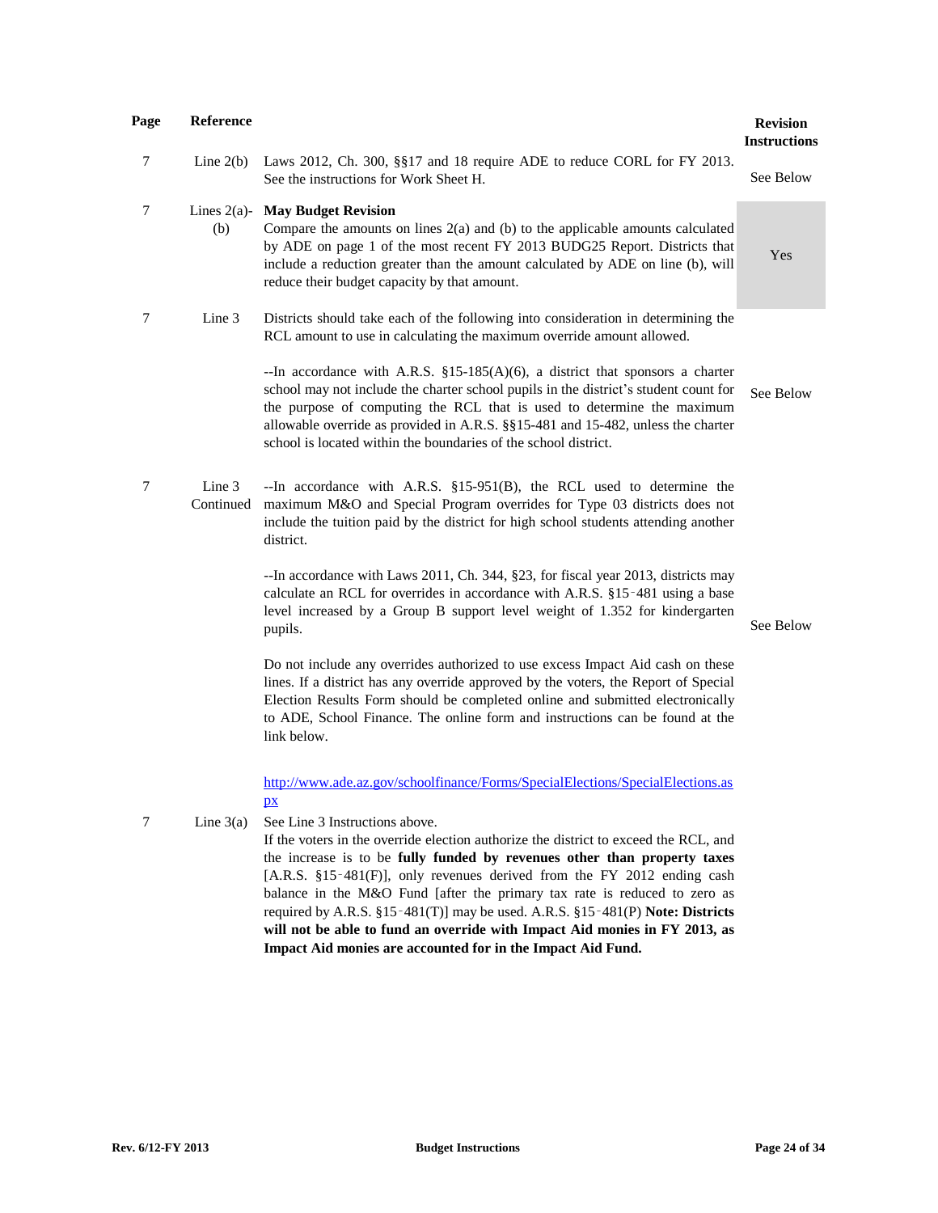| Page | Reference | | Revision Instructions |
|---|---|---|---|
| 7 | Line 2(b) | Laws 2012, Ch. 300, §§17 and 18 require ADE to reduce CORL for FY 2013. See the instructions for Work Sheet H. | See Below |
| 7 | Lines 2(a)-(b) | **May Budget Revision**<br>Compare the amounts on lines 2(a) and (b) to the applicable amounts calculated by ADE on page 1 of the most recent FY 2013 BUDG25 Report. Districts that include a reduction greater than the amount calculated by ADE on line (b), will reduce their budget capacity by that amount. | Yes |
| 7 | Line 3 | Districts should take each of the following into consideration in determining the RCL amount to use in calculating the maximum override amount allowed.<br><br>--In accordance with A.R.S. §15-185(A)(6), a district that sponsors a charter school may not include the charter school pupils in the district's student count for the purpose of computing the RCL that is used to determine the maximum allowable override as provided in A.R.S. §§15-481 and 15-482, unless the charter school is located within the boundaries of the school district. | See Below |
| 7 | Line 3 Continued | --In accordance with A.R.S. §15-951(B), the RCL used to determine the maximum M&O and Special Program overrides for Type 03 districts does not include the tuition paid by the district for high school students attending another district.<br><br>--In accordance with Laws 2011, Ch. 344, §23, for fiscal year 2013, districts may calculate an RCL for overrides in accordance with A.R.S. §15-481 using a base level increased by a Group B support level weight of 1.352 for kindergarten pupils.<br><br>Do not include any overrides authorized to use excess Impact Aid cash on these lines. If a district has any override approved by the voters, the Report of Special Election Results Form should be completed online and submitted electronically to ADE, School Finance. The online form and instructions can be found at the link below.<br><br>http://www.ade.az.gov/schoolfinance/Forms/SpecialElections/SpecialElections.aspx | See Below |
| 7 | Line 3(a) | See Line 3 Instructions above.<br>If the voters in the override election authorize the district to exceed the RCL, and the increase is to be **fully funded by revenues other than property taxes** [A.R.S. §15-481(F)], only revenues derived from the FY 2012 ending cash balance in the M&O Fund [after the primary tax rate is reduced to zero as required by A.R.S. §15-481(T)] may be used. A.R.S. §15-481(P) **Note: Districts will not be able to fund an override with Impact Aid monies in FY 2013, as Impact Aid monies are accounted for in the Impact Aid Fund.** | |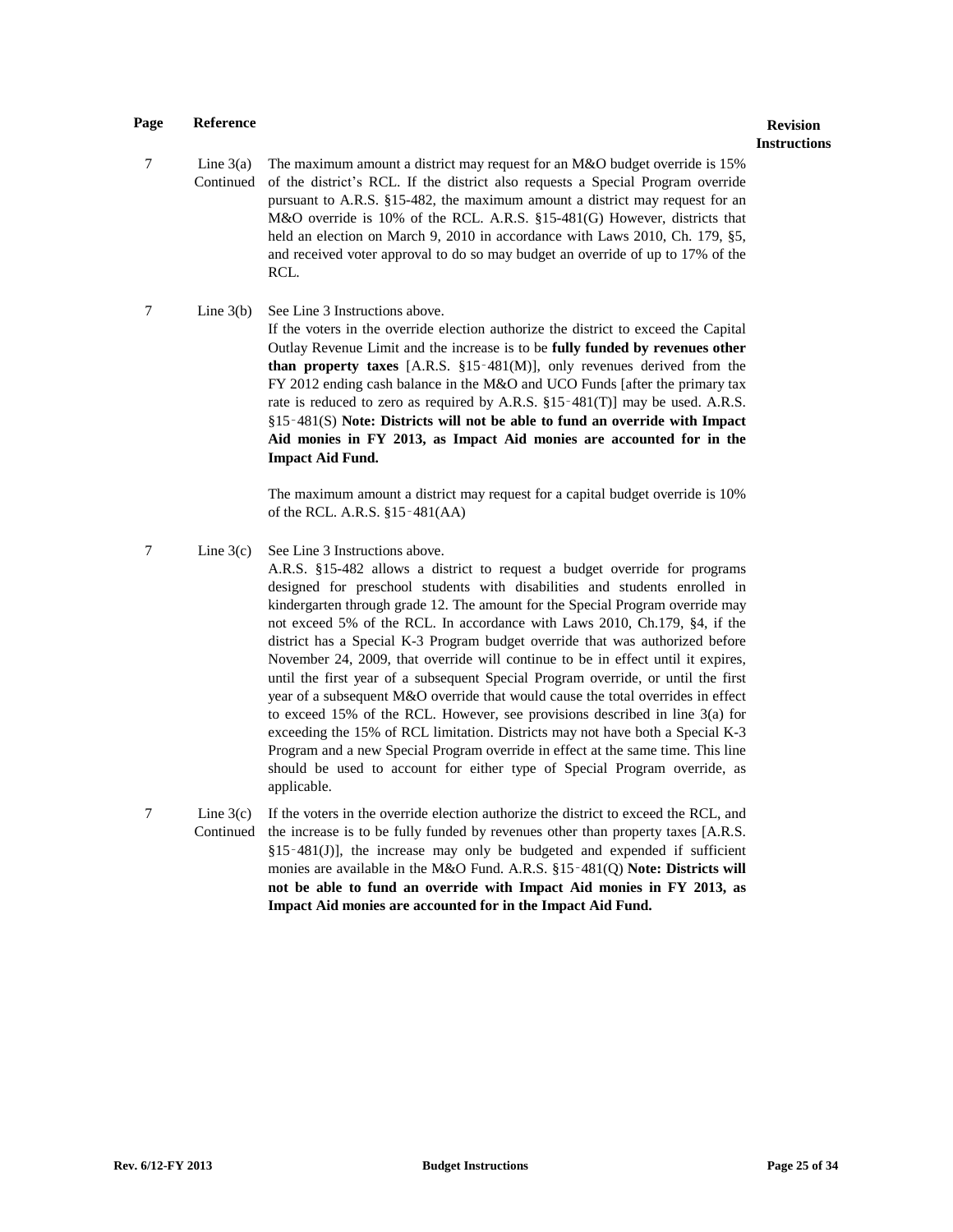| Page | Reference | | Revision Instructions |
|---|---|---|---|
| 7 | Line 3(a) Continued | The maximum amount a district may request for an M&O budget override is 15% of the district's RCL. If the district also requests a Special Program override pursuant to A.R.S. §15-482, the maximum amount a district may request for an M&O override is 10% of the RCL. A.R.S. §15-481(G) However, districts that held an election on March 9, 2010 in accordance with Laws 2010, Ch. 179, §5, and received voter approval to do so may budget an override of up to 17% of the RCL. | |
| 7 | Line 3(b) | See Line 3 Instructions above.<br>If the voters in the override election authorize the district to exceed the Capital Outlay Revenue Limit and the increase is to be **fully funded by revenues other than property taxes** [A.R.S. §15‑481(M)], only revenues derived from the FY 2012 ending cash balance in the M&O and UCO Funds [after the primary tax rate is reduced to zero as required by A.R.S. §15‑481(T)] may be used. A.R.S. §15‑481(S) **Note: Districts will not be able to fund an override with Impact Aid monies in FY 2013, as Impact Aid monies are accounted for in the Impact Aid Fund.**<br><br>The maximum amount a district may request for a capital budget override is 10% of the RCL. A.R.S. §15‑481(AA) | |
| 7 | Line 3(c) | See Line 3 Instructions above.<br>A.R.S. §15-482 allows a district to request a budget override for programs designed for preschool students with disabilities and students enrolled in kindergarten through grade 12. The amount for the Special Program override may not exceed 5% of the RCL. In accordance with Laws 2010, Ch.179, §4, if the district has a Special K-3 Program budget override that was authorized before November 24, 2009, that override will continue to be in effect until it expires, until the first year of a subsequent Special Program override, or until the first year of a subsequent M&O override that would cause the total overrides in effect to exceed 15% of the RCL. However, see provisions described in line 3(a) for exceeding the 15% of RCL limitation. Districts may not have both a Special K-3 Program and a new Special Program override in effect at the same time. This line should be used to account for either type of Special Program override, as applicable. | |
| 7 | Line 3(c) Continued | If the voters in the override election authorize the district to exceed the RCL, and the increase is to be fully funded by revenues other than property taxes [A.R.S. §15‑481(J)], the increase may only be budgeted and expended if sufficient monies are available in the M&O Fund. A.R.S. §15‑481(Q) **Note: Districts will not be able to fund an override with Impact Aid monies in FY 2013, as Impact Aid monies are accounted for in the Impact Aid Fund.** | |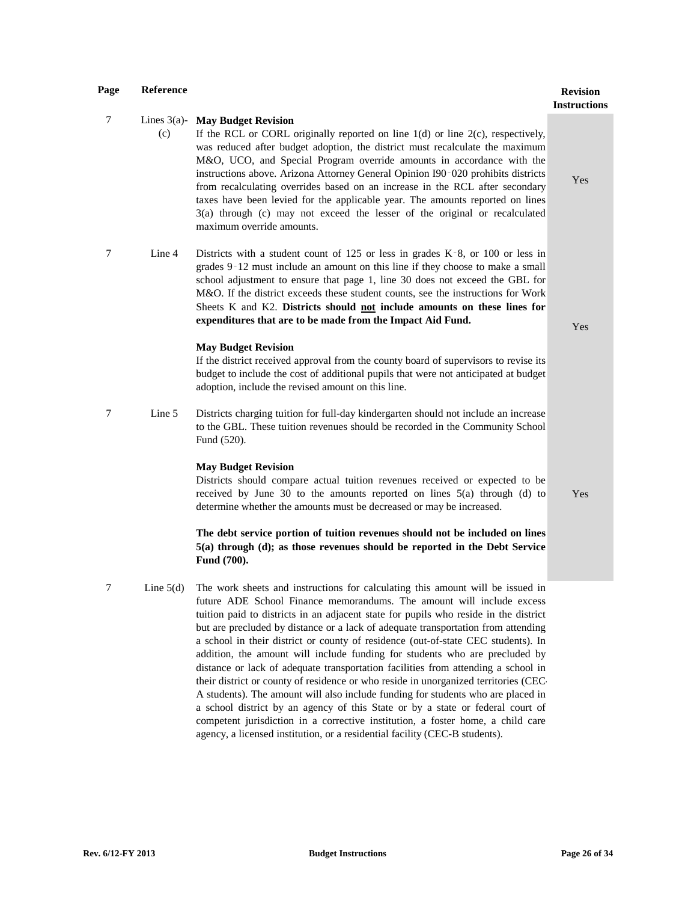| Page | Reference | | Revision Instructions |
|---|---|---|---|
| 7 | Lines 3(a)-(c) | **May Budget Revision**<br>If the RCL or CORL originally reported on line 1(d) or line 2(c), respectively, was reduced after budget adoption, the district must recalculate the maximum M&O, UCO, and Special Program override amounts in accordance with the instructions above. Arizona Attorney General Opinion I90‑020 prohibits districts from recalculating overrides based on an increase in the RCL after secondary taxes have been levied for the applicable year. The amounts reported on lines 3(a) through (c) may not exceed the lesser of the original or recalculated maximum override amounts. | Yes |
| 7 | Line 4 | Districts with a student count of 125 or less in grades K‑8, or 100 or less in grades 9‑12 must include an amount on this line if they choose to make a small school adjustment to ensure that page 1, line 30 does not exceed the GBL for M&O. If the district exceeds these student counts, see the instructions for Work Sheets K and K2. **Districts should <u>not</u> include amounts on these lines for expenditures that are to be made from the Impact Aid Fund.**<br><br>**May Budget Revision**<br>If the district received approval from the county board of supervisors to revise its budget to include the cost of additional pupils that were not anticipated at budget adoption, include the revised amount on this line. | Yes |
| 7 | Line 5 | Districts charging tuition for full-day kindergarten should not include an increase to the GBL. These tuition revenues should be recorded in the Community School Fund (520).<br><br>**May Budget Revision**<br>Districts should compare actual tuition revenues received or expected to be received by June 30 to the amounts reported on lines 5(a) through (d) to determine whether the amounts must be decreased or may be increased.<br><br>**The debt service portion of tuition revenues should not be included on lines 5(a) through (d); as those revenues should be reported in the Debt Service Fund (700).** | Yes |
| 7 | Line 5(d) | The work sheets and instructions for calculating this amount will be issued in future ADE School Finance memorandums. The amount will include excess tuition paid to districts in an adjacent state for pupils who reside in the district but are precluded by distance or a lack of adequate transportation from attending a school in their district or county of residence (out-of-state CEC students). In addition, the amount will include funding for students who are precluded by distance or lack of adequate transportation facilities from attending a school in their district or county of residence or who reside in unorganized territories (CEC-A students). The amount will also include funding for students who are placed in a school district by an agency of this State or by a state or federal court of competent jurisdiction in a corrective institution, a foster home, a child care agency, a licensed institution, or a residential facility (CEC-B students). | |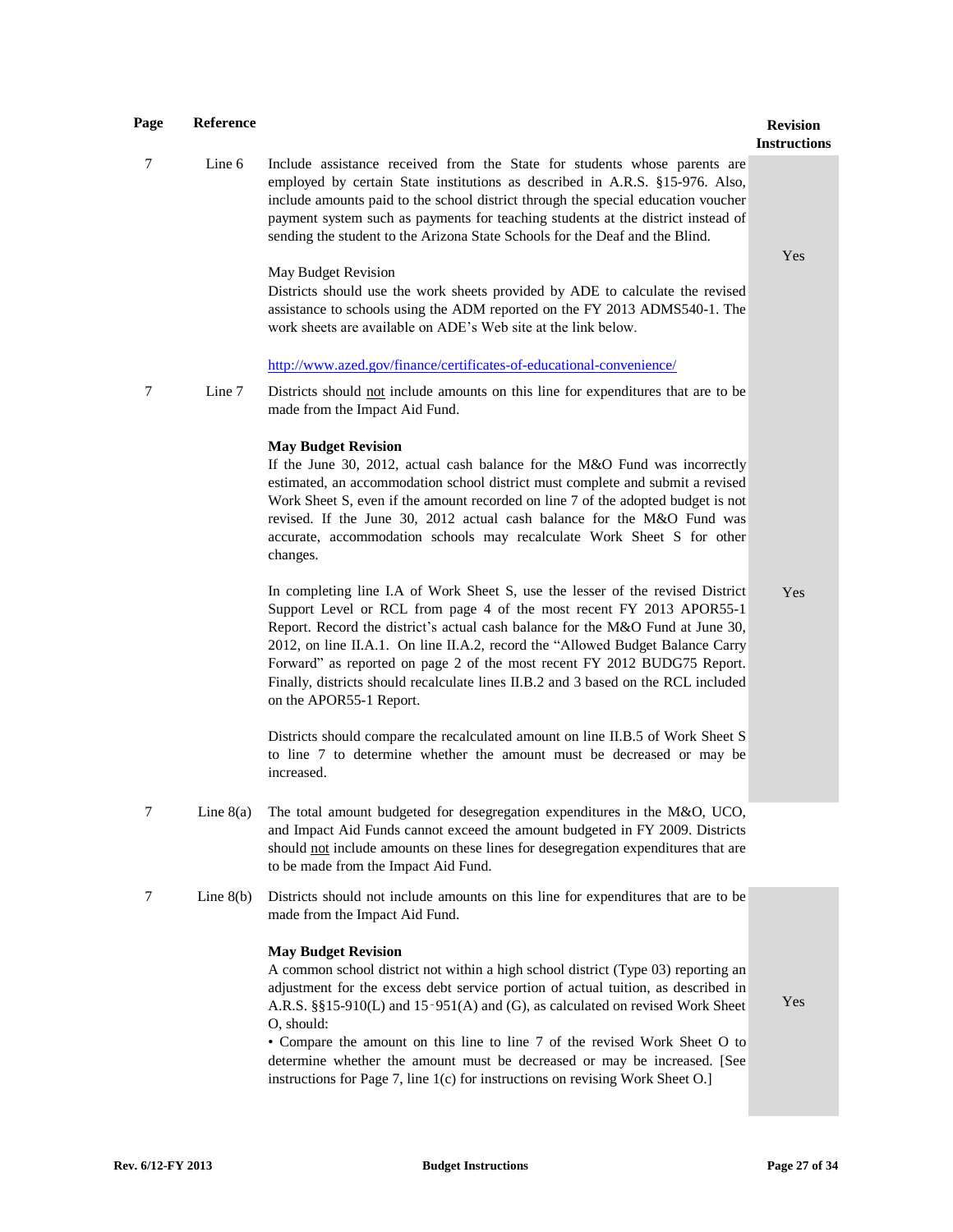| Page | Reference | | Revision Instructions |
|---|---|---|---|
| 7 | Line 6 | Include assistance received from the State for students whose parents are employed by certain State institutions as described in A.R.S. §15-976. Also, include amounts paid to the school district through the special education voucher payment system such as payments for teaching students at the district instead of sending the student to the Arizona State Schools for the Deaf and the Blind.<br><br>May Budget Revision<br>Districts should use the work sheets provided by ADE to calculate the revised assistance to schools using the ADM reported on the FY 2013 ADMS540-1. The work sheets are available on ADE's Web site at the link below.<br><br>http://www.azed.gov/finance/certificates-of-educational-convenience/ | Yes |
| 7 | Line 7 | Districts should <u>not</u> include amounts on this line for expenditures that are to be made from the Impact Aid Fund.<br><br>**May Budget Revision**<br>If the June 30, 2012, actual cash balance for the M&O Fund was incorrectly estimated, an accommodation school district must complete and submit a revised Work Sheet S, even if the amount recorded on line 7 of the adopted budget is not revised. If the June 30, 2012 actual cash balance for the M&O Fund was accurate, accommodation schools may recalculate Work Sheet S for other changes.<br><br>In completing line I.A of Work Sheet S, use the lesser of the revised District Support Level or RCL from page 4 of the most recent FY 2013 APOR55-1 Report. Record the district's actual cash balance for the M&O Fund at June 30, 2012, on line II.A.1. On line II.A.2, record the "Allowed Budget Balance Carry Forward" as reported on page 2 of the most recent FY 2012 BUDG75 Report. Finally, districts should recalculate lines II.B.2 and 3 based on the RCL included on the APOR55-1 Report.<br><br>Districts should compare the recalculated amount on line II.B.5 of Work Sheet S to line 7 to determine whether the amount must be decreased or may be increased. | Yes |
| 7 | Line 8(a) | The total amount budgeted for desegregation expenditures in the M&O, UCO, and Impact Aid Funds cannot exceed the amount budgeted in FY 2009. Districts should <u>not</u> include amounts on these lines for desegregation expenditures that are to be made from the Impact Aid Fund. | |
| 7 | Line 8(b) | Districts should not include amounts on this line for expenditures that are to be made from the Impact Aid Fund.<br><br>**May Budget Revision**<br>A common school district not within a high school district (Type 03) reporting an adjustment for the excess debt service portion of actual tuition, as described in A.R.S. §§15-910(L) and 15-951(A) and (G), as calculated on revised Work Sheet O, should:<br>• Compare the amount on this line to line 7 of the revised Work Sheet O to determine whether the amount must be decreased or may be increased. [See instructions for Page 7, line 1(c) for instructions on revising Work Sheet O.] | Yes |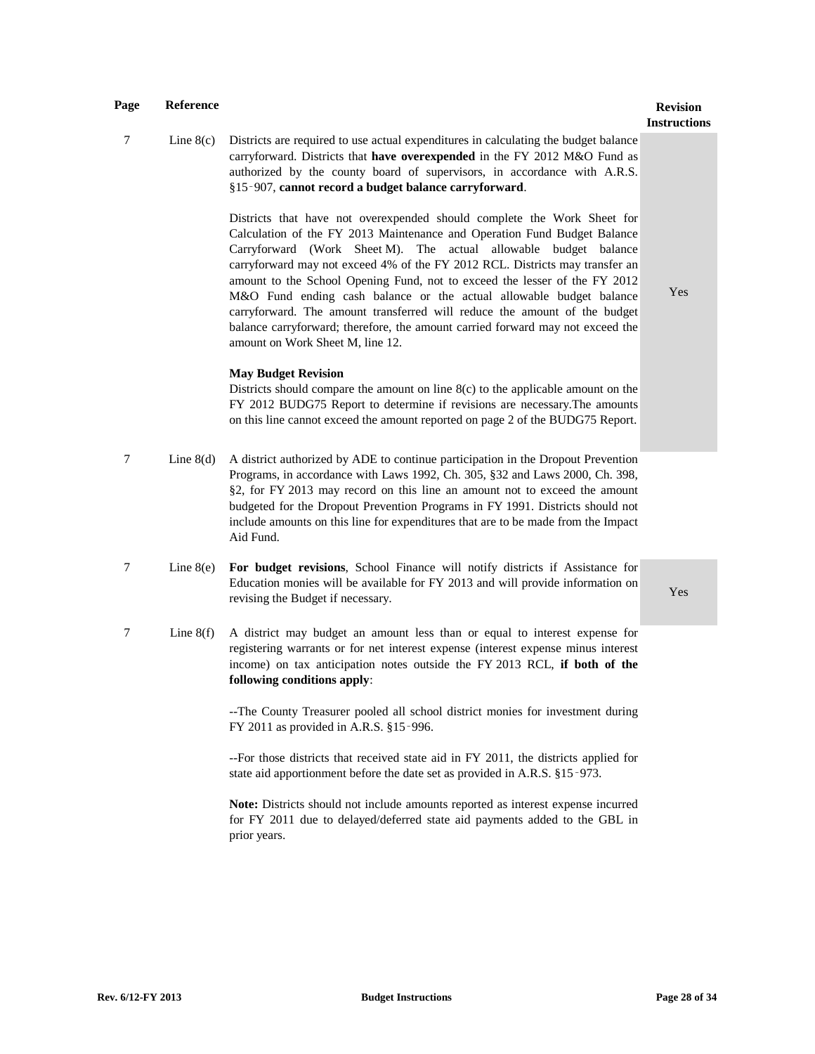| Page | Reference | | Revision Instructions |
|---|---|---|---|
| 7 | Line 8(c) | Districts are required to use actual expenditures in calculating the budget balance carryforward. Districts that **have overexpended** in the FY 2012 M&O Fund as authorized by the county board of supervisors, in accordance with A.R.S. §15‑907, **cannot record a budget balance carryforward**.<br><br>Districts that have not overexpended should complete the Work Sheet for Calculation of the FY 2013 Maintenance and Operation Fund Budget Balance Carryforward (Work Sheet M). The actual allowable budget balance carryforward may not exceed 4% of the FY 2012 RCL. Districts may transfer an amount to the School Opening Fund, not to exceed the lesser of the FY 2012 M&O Fund ending cash balance or the actual allowable budget balance carryforward. The amount transferred will reduce the amount of the budget balance carryforward; therefore, the amount carried forward may not exceed the amount on Work Sheet M, line 12.<br><br>**May Budget Revision**<br>Districts should compare the amount on line 8(c) to the applicable amount on the FY 2012 BUDG75 Report to determine if revisions are necessary.The amounts on this line cannot exceed the amount reported on page 2 of the BUDG75 Report. | Yes |
| 7 | Line 8(d) | A district authorized by ADE to continue participation in the Dropout Prevention Programs, in accordance with Laws 1992, Ch. 305, §32 and Laws 2000, Ch. 398, §2, for FY 2013 may record on this line an amount not to exceed the amount budgeted for the Dropout Prevention Programs in FY 1991. Districts should not include amounts on this line for expenditures that are to be made from the Impact Aid Fund. | |
| 7 | Line 8(e) | **For budget revisions**, School Finance will notify districts if Assistance for Education monies will be available for FY 2013 and will provide information on revising the Budget if necessary. | Yes |
| 7 | Line 8(f) | A district may budget an amount less than or equal to interest expense for registering warrants or for net interest expense (interest expense minus interest income) on tax anticipation notes outside the FY 2013 RCL, **if both of the following conditions apply**:<br><br>--The County Treasurer pooled all school district monies for investment during FY 2011 as provided in A.R.S. §15‑996.<br><br>--For those districts that received state aid in FY 2011, the districts applied for state aid apportionment before the date set as provided in A.R.S. §15‑973.<br><br>**Note:** Districts should not include amounts reported as interest expense incurred for FY 2011 due to delayed/deferred state aid payments added to the GBL in prior years. | |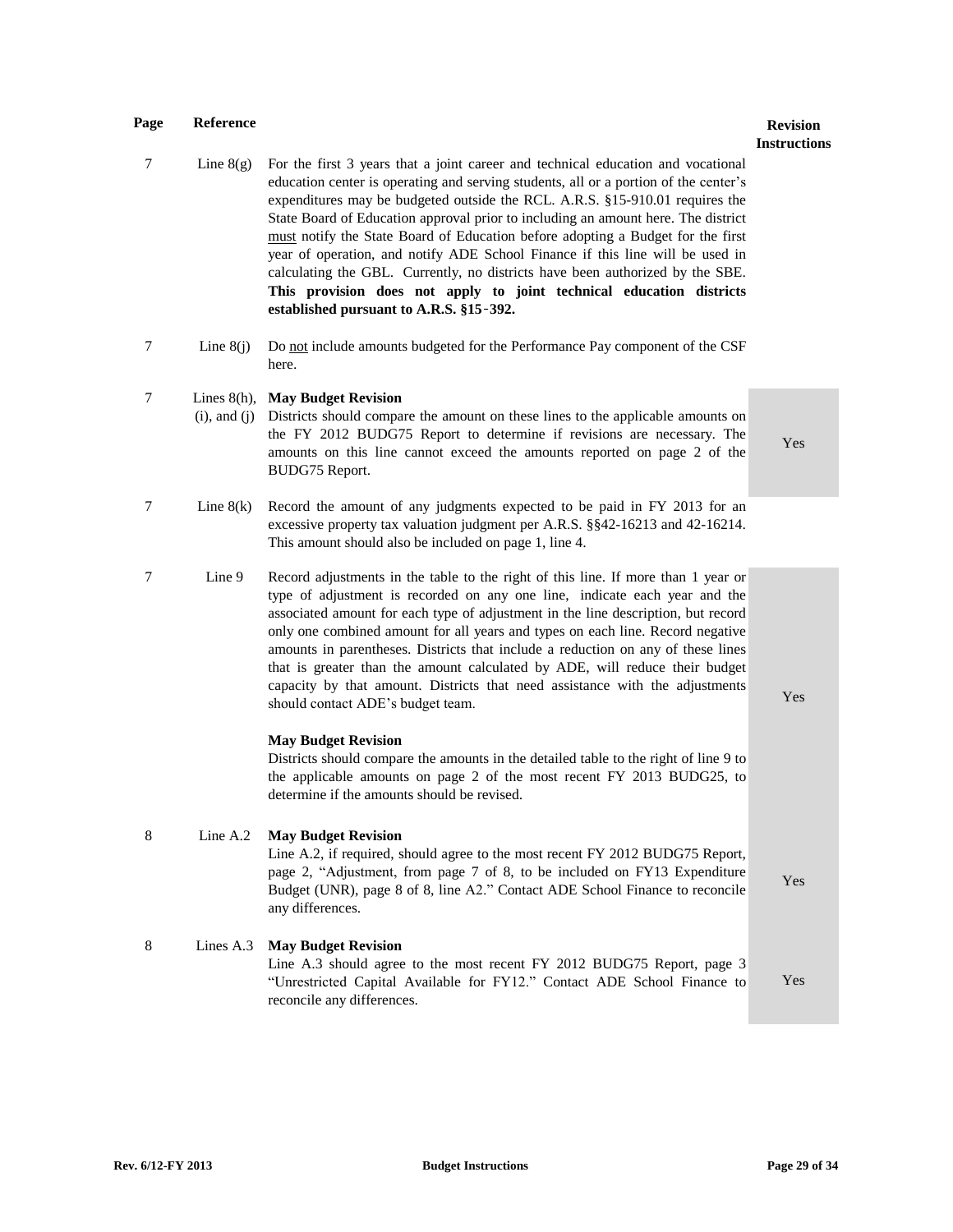| Page | Reference | | Revision Instructions |
|---|---|---|---|
| 7 | Line 8(g) | For the first 3 years that a joint career and technical education and vocational education center is operating and serving students, all or a portion of the center's expenditures may be budgeted outside the RCL. A.R.S. §15-910.01 requires the State Board of Education approval prior to including an amount here. The district must notify the State Board of Education before adopting a Budget for the first year of operation, and notify ADE School Finance if this line will be used in calculating the GBL. Currently, no districts have been authorized by the SBE. **This provision does not apply to joint technical education districts established pursuant to A.R.S. §15-392.** | |
| 7 | Line 8(j) | Do not include amounts budgeted for the Performance Pay component of the CSF here. | |
| 7 | Lines 8(h), (i), and (j) | **May Budget Revision**<br>Districts should compare the amount on these lines to the applicable amounts on the FY 2012 BUDG75 Report to determine if revisions are necessary. The amounts on this line cannot exceed the amounts reported on page 2 of the BUDG75 Report. | Yes |
| 7 | Line 8(k) | Record the amount of any judgments expected to be paid in FY 2013 for an excessive property tax valuation judgment per A.R.S. §§42-16213 and 42-16214. This amount should also be included on page 1, line 4. | |
| 7 | Line 9 | Record adjustments in the table to the right of this line. If more than 1 year or type of adjustment is recorded on any one line, indicate each year and the associated amount for each type of adjustment in the line description, but record only one combined amount for all years and types on each line. Record negative amounts in parentheses. Districts that include a reduction on any of these lines that is greater than the amount calculated by ADE, will reduce their budget capacity by that amount. Districts that need assistance with the adjustments should contact ADE's budget team.<br><br>**May Budget Revision**<br>Districts should compare the amounts in the detailed table to the right of line 9 to the applicable amounts on page 2 of the most recent FY 2013 BUDG25, to determine if the amounts should be revised. | Yes |
| 8 | Line A.2 | **May Budget Revision**<br>Line A.2, if required, should agree to the most recent FY 2012 BUDG75 Report, page 2, "Adjustment, from page 7 of 8, to be included on FY13 Expenditure Budget (UNR), page 8 of 8, line A2." Contact ADE School Finance to reconcile any differences. | Yes |
| 8 | Lines A.3 | **May Budget Revision**<br>Line A.3 should agree to the most recent FY 2012 BUDG75 Report, page 3 "Unrestricted Capital Available for FY12." Contact ADE School Finance to reconcile any differences. | Yes |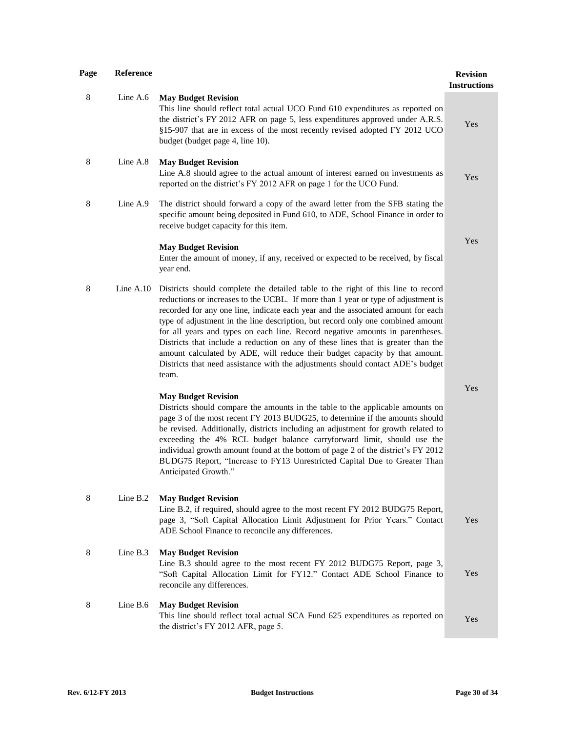| Page | Reference | | Revision Instructions |
|---|---|---|---|
| 8 | Line A.6 | **May Budget Revision**<br>This line should reflect total actual UCO Fund 610 expenditures as reported on the district's FY 2012 AFR on page 5, less expenditures approved under A.R.S. §15-907 that are in excess of the most recently revised adopted FY 2012 UCO budget (budget page 4, line 10). | Yes |
| 8 | Line A.8 | **May Budget Revision**<br>Line A.8 should agree to the actual amount of interest earned on investments as reported on the district's FY 2012 AFR on page 1 for the UCO Fund. | Yes |
| 8 | Line A.9 | The district should forward a copy of the award letter from the SFB stating the specific amount being deposited in Fund 610, to ADE, School Finance in order to receive budget capacity for this item.<br><br>**May Budget Revision**<br>Enter the amount of money, if any, received or expected to be received, by fiscal year end. | Yes |
| 8 | Line A.10 | Districts should complete the detailed table to the right of this line to record reductions or increases to the UCBL. If more than 1 year or type of adjustment is recorded for any one line, indicate each year and the associated amount for each type of adjustment in the line description, but record only one combined amount for all years and types on each line. Record negative amounts in parentheses. Districts that include a reduction on any of these lines that is greater than the amount calculated by ADE, will reduce their budget capacity by that amount. Districts that need assistance with the adjustments should contact ADE's budget team.<br><br>**May Budget Revision**<br>Districts should compare the amounts in the table to the applicable amounts on page 3 of the most recent FY 2013 BUDG25, to determine if the amounts should be revised. Additionally, districts including an adjustment for growth related to exceeding the 4% RCL budget balance carryforward limit, should use the individual growth amount found at the bottom of page 2 of the district's FY 2012 BUDG75 Report, "Increase to FY13 Unrestricted Capital Due to Greater Than Anticipated Growth." | Yes |
| 8 | Line B.2 | **May Budget Revision**<br>Line B.2, if required, should agree to the most recent FY 2012 BUDG75 Report, page 3, "Soft Capital Allocation Limit Adjustment for Prior Years." Contact ADE School Finance to reconcile any differences. | Yes |
| 8 | Line B.3 | **May Budget Revision**<br>Line B.3 should agree to the most recent FY 2012 BUDG75 Report, page 3, "Soft Capital Allocation Limit for FY12." Contact ADE School Finance to reconcile any differences. | Yes |
| 8 | Line B.6 | **May Budget Revision**<br>This line should reflect total actual SCA Fund 625 expenditures as reported on the district's FY 2012 AFR, page 5. | Yes |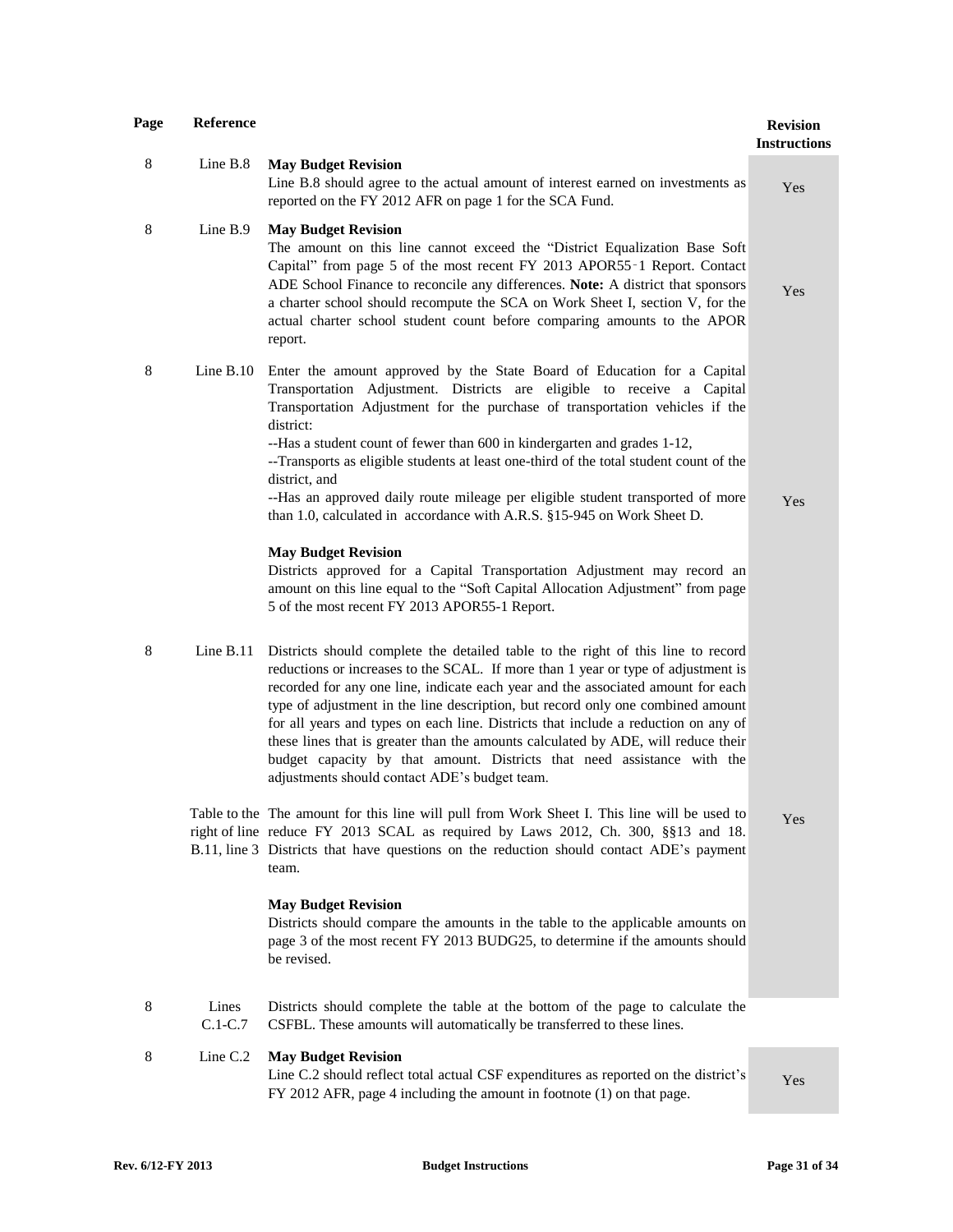| Page | Reference | | Revision Instructions |
|---|---|---|---|
| 8 | Line B.8 | **May Budget Revision**<br>Line B.8 should agree to the actual amount of interest earned on investments as reported on the FY 2012 AFR on page 1 for the SCA Fund. | Yes |
| 8 | Line B.9 | **May Budget Revision**<br>The amount on this line cannot exceed the "District Equalization Base Soft Capital" from page 5 of the most recent FY 2013 APOR55-1 Report. Contact ADE School Finance to reconcile any differences. **Note:** A district that sponsors a charter school should recompute the SCA on Work Sheet I, section V, for the actual charter school student count before comparing amounts to the APOR report. | Yes |
| 8 | Line B.10 | Enter the amount approved by the State Board of Education for a Capital Transportation Adjustment. Districts are eligible to receive a Capital Transportation Adjustment for the purchase of transportation vehicles if the district:<br>--Has a student count of fewer than 600 in kindergarten and grades 1-12,<br>--Transports as eligible students at least one-third of the total student count of the district, and<br>--Has an approved daily route mileage per eligible student transported of more than 1.0, calculated in accordance with A.R.S. §15-945 on Work Sheet D.<br><br>**May Budget Revision**<br>Districts approved for a Capital Transportation Adjustment may record an amount on this line equal to the "Soft Capital Allocation Adjustment" from page 5 of the most recent FY 2013 APOR55-1 Report. | Yes |
| 8 | Line B.11 | Districts should complete the detailed table to the right of this line to record reductions or increases to the SCAL. If more than 1 year or type of adjustment is recorded for any one line, indicate each year and the associated amount for each type of adjustment in the line description, but record only one combined amount for all years and types on each line. Districts that include a reduction on any of these lines that is greater than the amounts calculated by ADE, will reduce their budget capacity by that amount. Districts that need assistance with the adjustments should contact ADE's budget team. | Yes |
| | Table to the right of line B.11, line 3 | The amount for this line will pull from Work Sheet I. This line will be used to reduce FY 2013 SCAL as required by Laws 2012, Ch. 300, §§13 and 18. Districts that have questions on the reduction should contact ADE's payment team.<br><br>**May Budget Revision**<br>Districts should compare the amounts in the table to the applicable amounts on page 3 of the most recent FY 2013 BUDG25, to determine if the amounts should be revised. | |
| 8 | Lines C.1-C.7 | Districts should complete the table at the bottom of the page to calculate the CSFBL. These amounts will automatically be transferred to these lines. | |
| 8 | Line C.2 | **May Budget Revision**<br>Line C.2 should reflect total actual CSF expenditures as reported on the district's FY 2012 AFR, page 4 including the amount in footnote (1) on that page. | Yes |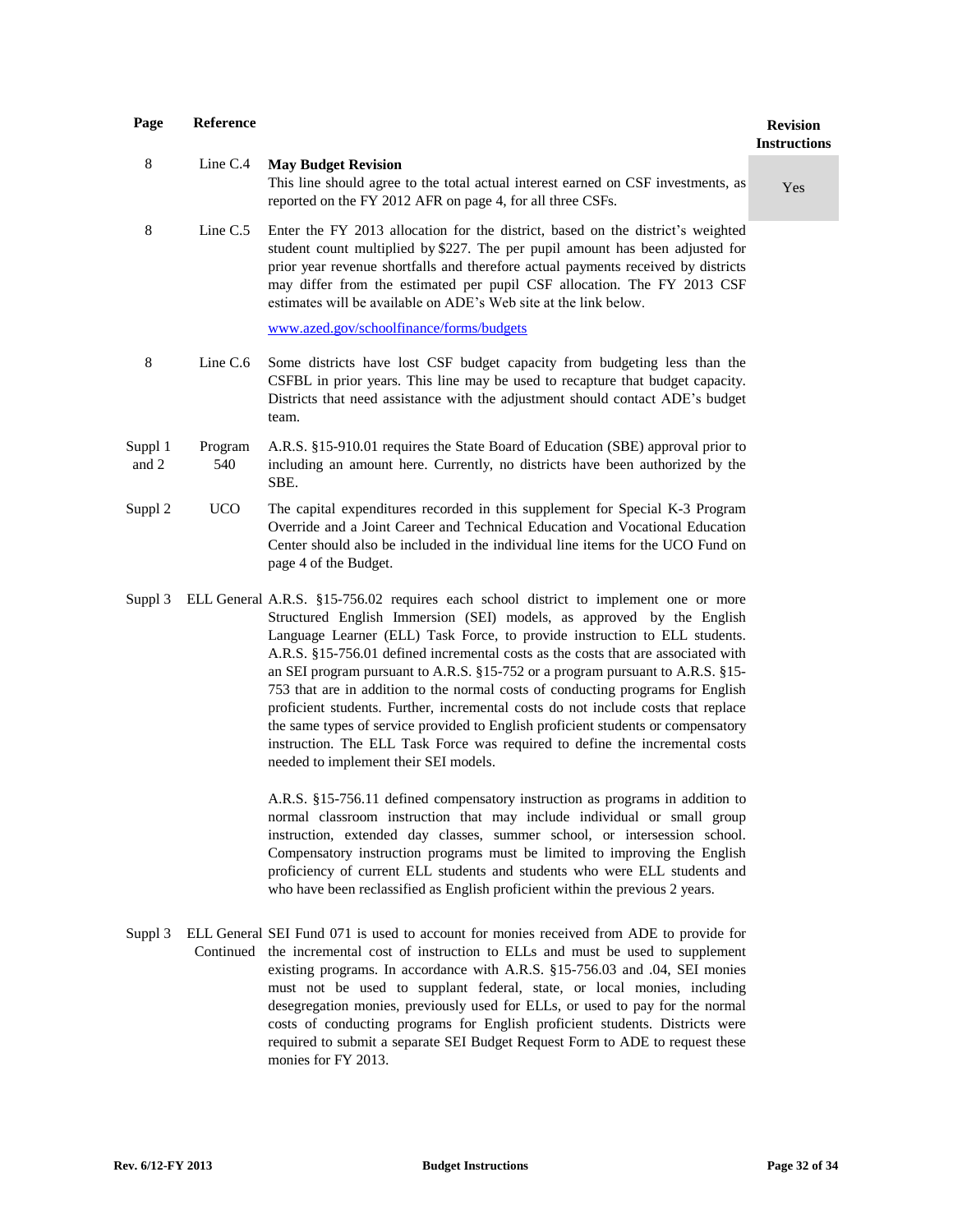| Page | Reference | | Revision Instructions |
|---|---|---|---|
| 8 | Line C.4 | **May Budget Revision**<br>This line should agree to the total actual interest earned on CSF investments, as reported on the FY 2012 AFR on page 4, for all three CSFs. | Yes |
| 8 | Line C.5 | Enter the FY 2013 allocation for the district, based on the district's weighted student count multiplied by $227. The per pupil amount has been adjusted for prior year revenue shortfalls and therefore actual payments received by districts may differ from the estimated per pupil CSF allocation. The FY 2013 CSF estimates will be available on ADE's Web site at the link below.<br><br>www.azed.gov/schoolfinance/forms/budgets | |
| 8 | Line C.6 | Some districts have lost CSF budget capacity from budgeting less than the CSFBL in prior years. This line may be used to recapture that budget capacity. Districts that need assistance with the adjustment should contact ADE's budget team. | |
| Suppl 1 and 2 | Program 540 | A.R.S. §15-910.01 requires the State Board of Education (SBE) approval prior to including an amount here. Currently, no districts have been authorized by the SBE. | |
| Suppl 2 | UCO | The capital expenditures recorded in this supplement for Special K-3 Program Override and a Joint Career and Technical Education and Vocational Education Center should also be included in the individual line items for the UCO Fund on page 4 of the Budget. | |
| Suppl 3 | ELL General | A.R.S. §15-756.02 requires each school district to implement one or more Structured English Immersion (SEI) models, as approved by the English Language Learner (ELL) Task Force, to provide instruction to ELL students. A.R.S. §15-756.01 defined incremental costs as the costs that are associated with an SEI program pursuant to A.R.S. §15-752 or a program pursuant to A.R.S. §15-753 that are in addition to the normal costs of conducting programs for English proficient students. Further, incremental costs do not include costs that replace the same types of service provided to English proficient students or compensatory instruction. The ELL Task Force was required to define the incremental costs needed to implement their SEI models.<br><br>A.R.S. §15-756.11 defined compensatory instruction as programs in addition to normal classroom instruction that may include individual or small group instruction, extended day classes, summer school, or intersession school. Compensatory instruction programs must be limited to improving the English proficiency of current ELL students and students who were ELL students and who have been reclassified as English proficient within the previous 2 years. | |
| Suppl 3 | ELL General Continued | SEI Fund 071 is used to account for monies received from ADE to provide for the incremental cost of instruction to ELLs and must be used to supplement existing programs. In accordance with A.R.S. §15-756.03 and .04, SEI monies must not be used to supplant federal, state, or local monies, including desegregation monies, previously used for ELLs, or used to pay for the normal costs of conducting programs for English proficient students. Districts were required to submit a separate SEI Budget Request Form to ADE to request these monies for FY 2013. | |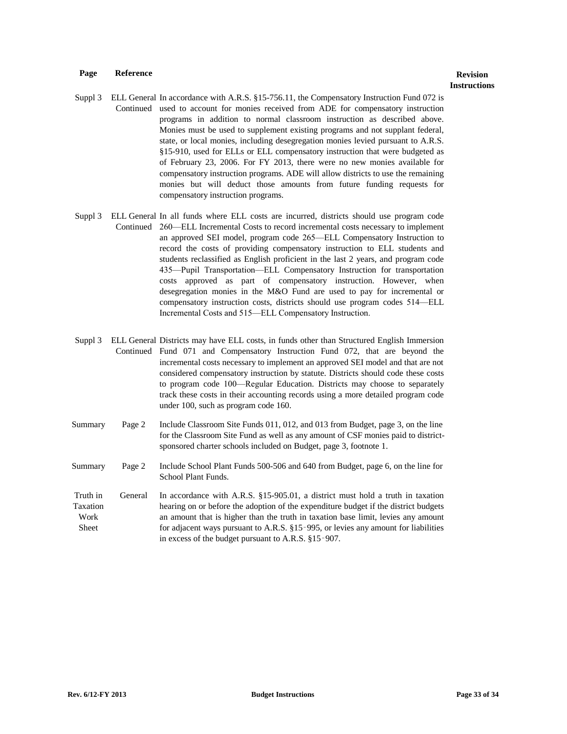| Page | Reference | | Revision Instructions |
|---|---|---|---|
| Suppl 3 | ELL General Continued | In accordance with A.R.S. §15-756.11, the Compensatory Instruction Fund 072 is used to account for monies received from ADE for compensatory instruction programs in addition to normal classroom instruction as described above. Monies must be used to supplement existing programs and not supplant federal, state, or local monies, including desegregation monies levied pursuant to A.R.S. §15-910, used for ELLs or ELL compensatory instruction that were budgeted as of February 23, 2006. For FY 2013, there were no new monies available for compensatory instruction programs. ADE will allow districts to use the remaining monies but will deduct those amounts from future funding requests for compensatory instruction programs. | |
| Suppl 3 | ELL General Continued | In all funds where ELL costs are incurred, districts should use program code 260—ELL Incremental Costs to record incremental costs necessary to implement an approved SEI model, program code 265—ELL Compensatory Instruction to record the costs of providing compensatory instruction to ELL students and students reclassified as English proficient in the last 2 years, and program code 435—Pupil Transportation—ELL Compensatory Instruction for transportation costs approved as part of compensatory instruction. However, when desegregation monies in the M&O Fund are used to pay for incremental or compensatory instruction costs, districts should use program codes 514—ELL Incremental Costs and 515—ELL Compensatory Instruction. | |
| Suppl 3 | ELL General Continued | Districts may have ELL costs, in funds other than Structured English Immersion Fund 071 and Compensatory Instruction Fund 072, that are beyond the incremental costs necessary to implement an approved SEI model and that are not considered compensatory instruction by statute. Districts should code these costs to program code 100—Regular Education. Districts may choose to separately track these costs in their accounting records using a more detailed program code under 100, such as program code 160. | |
| Summary | Page 2 | Include Classroom Site Funds 011, 012, and 013 from Budget, page 3, on the line for the Classroom Site Fund as well as any amount of CSF monies paid to district-sponsored charter schools included on Budget, page 3, footnote 1. | |
| Summary | Page 2 | Include School Plant Funds 500-506 and 640 from Budget, page 6, on the line for School Plant Funds. | |
| Truth in Taxation Work Sheet | General | In accordance with A.R.S. §15-905.01, a district must hold a truth in taxation hearing on or before the adoption of the expenditure budget if the district budgets an amount that is higher than the truth in taxation base limit, levies any amount for adjacent ways pursuant to A.R.S. §15-995, or levies any amount for liabilities in excess of the budget pursuant to A.R.S. §15-907. | |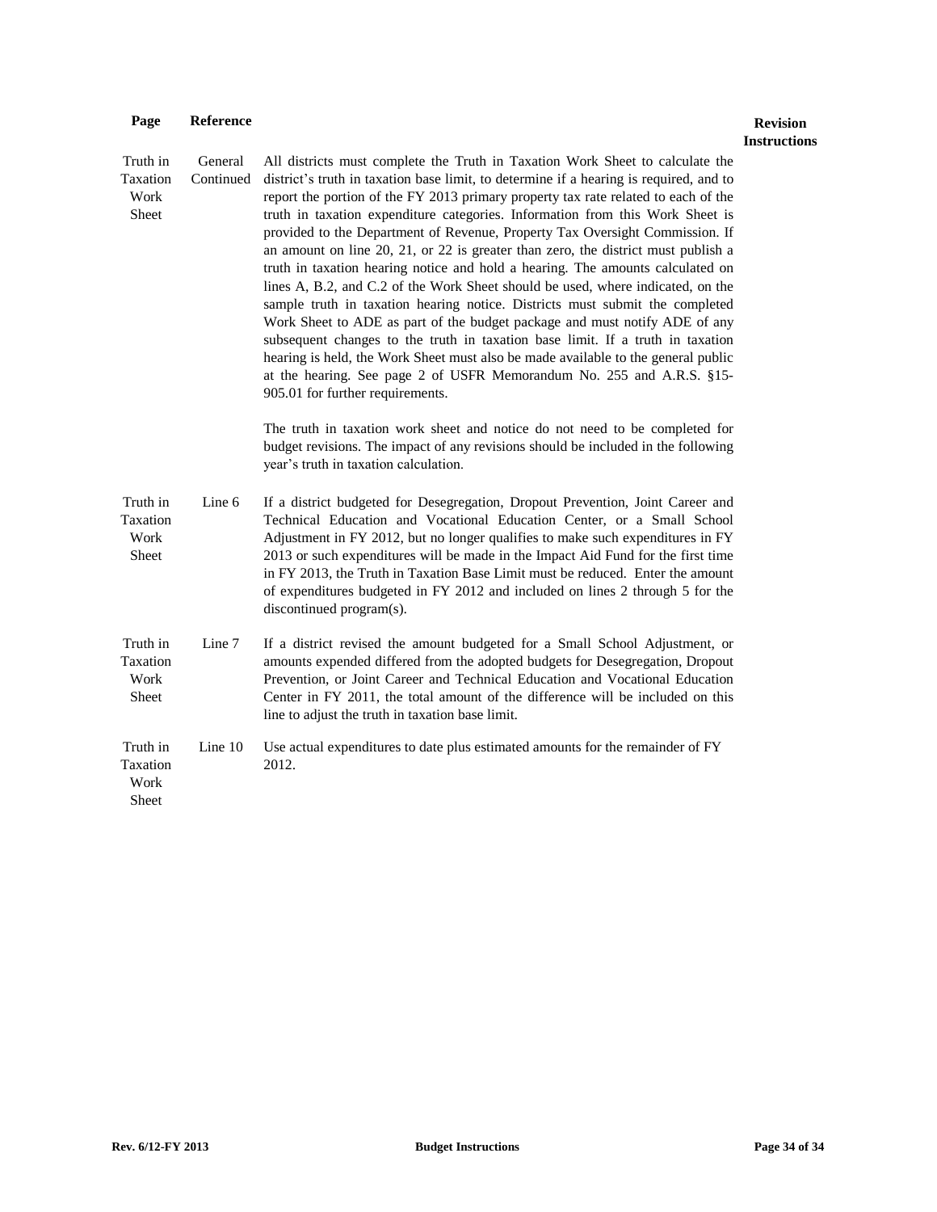| Page | Reference | | Revision Instructions |
|---|---|---|---|
| Truth in Taxation Work Sheet | General Continued | All districts must complete the Truth in Taxation Work Sheet to calculate the district's truth in taxation base limit, to determine if a hearing is required, and to report the portion of the FY 2013 primary property tax rate related to each of the truth in taxation expenditure categories. Information from this Work Sheet is provided to the Department of Revenue, Property Tax Oversight Commission. If an amount on line 20, 21, or 22 is greater than zero, the district must publish a truth in taxation hearing notice and hold a hearing. The amounts calculated on lines A, B.2, and C.2 of the Work Sheet should be used, where indicated, on the sample truth in taxation hearing notice. Districts must submit the completed Work Sheet to ADE as part of the budget package and must notify ADE of any subsequent changes to the truth in taxation base limit. If a truth in taxation hearing is held, the Work Sheet must also be made available to the general public at the hearing. See page 2 of USFR Memorandum No. 255 and A.R.S. §15-905.01 for further requirements.<br><br>The truth in taxation work sheet and notice do not need to be completed for budget revisions. The impact of any revisions should be included in the following year's truth in taxation calculation. | |
| Truth in Taxation Work Sheet | Line 6 | If a district budgeted for Desegregation, Dropout Prevention, Joint Career and Technical Education and Vocational Education Center, or a Small School Adjustment in FY 2012, but no longer qualifies to make such expenditures in FY 2013 or such expenditures will be made in the Impact Aid Fund for the first time in FY 2013, the Truth in Taxation Base Limit must be reduced. Enter the amount of expenditures budgeted in FY 2012 and included on lines 2 through 5 for the discontinued program(s). | |
| Truth in Taxation Work Sheet | Line 7 | If a district revised the amount budgeted for a Small School Adjustment, or amounts expended differed from the adopted budgets for Desegregation, Dropout Prevention, or Joint Career and Technical Education and Vocational Education Center in FY 2011, the total amount of the difference will be included on this line to adjust the truth in taxation base limit. | |
| Truth in Taxation Work Sheet | Line 10 | Use actual expenditures to date plus estimated amounts for the remainder of FY 2012. | |